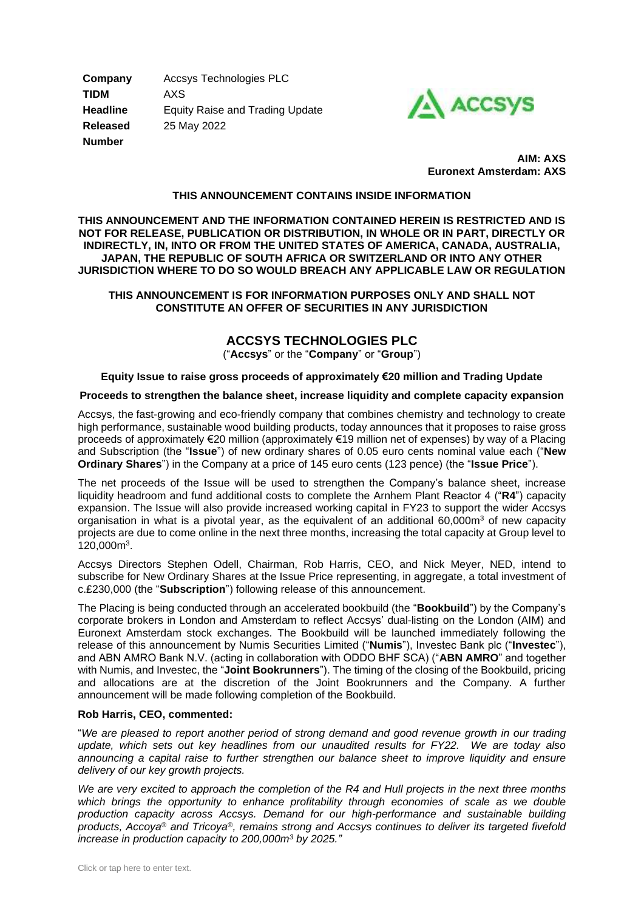| | |
|---|---|
| **Company** | Accsys Technologies PLC |
| **TIDM** | AXS |
| **Headline** | Equity Raise and Trading Update |
| **Released** | 25 May 2022 |
| **Number** | |

**AIM: AXS**
**Euronext Amsterdam: AXS**

**THIS ANNOUNCEMENT CONTAINS INSIDE INFORMATION**

**THIS ANNOUNCEMENT AND THE INFORMATION CONTAINED HEREIN IS RESTRICTED AND IS NOT FOR RELEASE, PUBLICATION OR DISTRIBUTION, IN WHOLE OR IN PART, DIRECTLY OR INDIRECTLY, IN, INTO OR FROM THE UNITED STATES OF AMERICA, CANADA, AUSTRALIA, JAPAN, THE REPUBLIC OF SOUTH AFRICA OR SWITZERLAND OR INTO ANY OTHER JURISDICTION WHERE TO DO SO WOULD BREACH ANY APPLICABLE LAW OR REGULATION**

**THIS ANNOUNCEMENT IS FOR INFORMATION PURPOSES ONLY AND SHALL NOT CONSTITUTE AN OFFER OF SECURITIES IN ANY JURISDICTION**

# ACCSYS TECHNOLOGIES PLC

("**Accsys**" or the "**Company**" or "**Group**")

**Equity Issue to raise gross proceeds of approximately €20 million and Trading Update**

**Proceeds to strengthen the balance sheet, increase liquidity and complete capacity expansion**

Accsys, the fast-growing and eco-friendly company that combines chemistry and technology to create high performance, sustainable wood building products, today announces that it proposes to raise gross proceeds of approximately €20 million (approximately €19 million net of expenses) by way of a Placing and Subscription (the "**Issue**") of new ordinary shares of 0.05 euro cents nominal value each ("**New Ordinary Shares**") in the Company at a price of 145 euro cents (123 pence) (the "**Issue Price**").

The net proceeds of the Issue will be used to strengthen the Company's balance sheet, increase liquidity headroom and fund additional costs to complete the Arnhem Plant Reactor 4 ("**R4**") capacity expansion. The Issue will also provide increased working capital in FY23 to support the wider Accsys organisation in what is a pivotal year, as the equivalent of an additional 60,000m$^3$ of new capacity projects are due to come online in the next three months, increasing the total capacity at Group level to 120,000m$^3$.

Accsys Directors Stephen Odell, Chairman, Rob Harris, CEO, and Nick Meyer, NED, intend to subscribe for New Ordinary Shares at the Issue Price representing, in aggregate, a total investment of c.£230,000 (the "**Subscription**") following release of this announcement.

The Placing is being conducted through an accelerated bookbuild (the "**Bookbuild**") by the Company's corporate brokers in London and Amsterdam to reflect Accsys' dual-listing on the London (AIM) and Euronext Amsterdam stock exchanges. The Bookbuild will be launched immediately following the release of this announcement by Numis Securities Limited ("**Numis**"), Investec Bank plc ("**Investec**"), and ABN AMRO Bank N.V. (acting in collaboration with ODDO BHF SCA) ("**ABN AMRO**" and together with Numis, and Investec, the "**Joint Bookrunners**"). The timing of the closing of the Bookbuild, pricing and allocations are at the discretion of the Joint Bookrunners and the Company. A further announcement will be made following completion of the Bookbuild.

**Rob Harris, CEO, commented:**

"*We are pleased to report another period of strong demand and good revenue growth in our trading update, which sets out key headlines from our unaudited results for FY22. We are today also announcing a capital raise to further strengthen our balance sheet to improve liquidity and ensure delivery of our key growth projects.*

*We are very excited to approach the completion of the R4 and Hull projects in the next three months which brings the opportunity to enhance profitability through economies of scale as we double production capacity across Accsys. Demand for our high-performance and sustainable building products, Accoya® and Tricoya®, remains strong and Accsys continues to deliver its targeted fivefold increase in production capacity to 200,000m*$^3$ *by 2025."*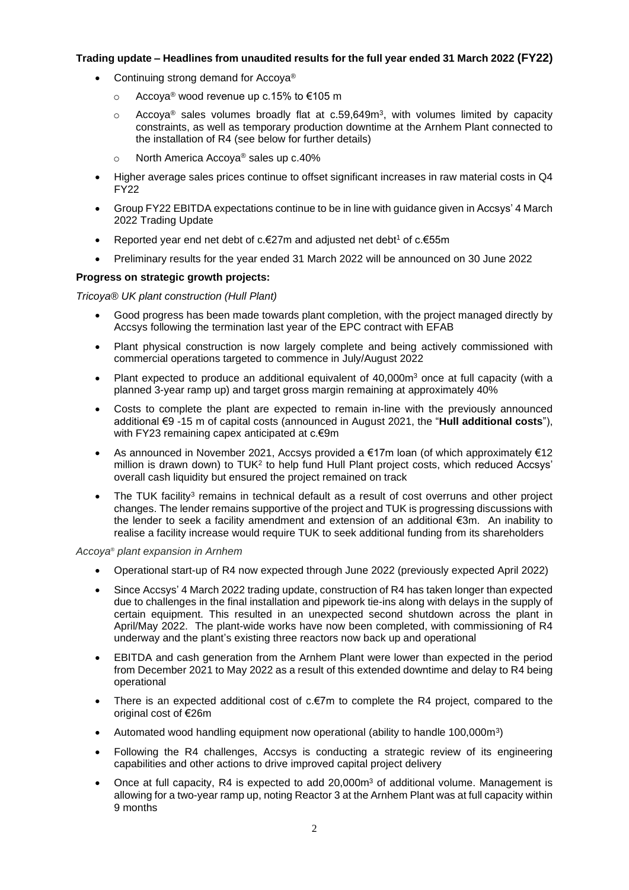**Trading update – Headlines from unaudited results for the full year ended 31 March 2022 (FY22)**

- Continuing strong demand for Accoya®
  - Accoya® wood revenue up c.15% to €105 m
  - Accoya® sales volumes broadly flat at c.59,649m$^3$, with volumes limited by capacity constraints, as well as temporary production downtime at the Arnhem Plant connected to the installation of R4 (see below for further details)
  - North America Accoya® sales up c.40%
- Higher average sales prices continue to offset significant increases in raw material costs in Q4 FY22
- Group FY22 EBITDA expectations continue to be in line with guidance given in Accsys' 4 March 2022 Trading Update
- Reported year end net debt of c.€27m and adjusted net debt[1] of c.€55m
- Preliminary results for the year ended 31 March 2022 will be announced on 30 June 2022

**Progress on strategic growth projects:**

*Tricoya® UK plant construction (Hull Plant)*

- Good progress has been made towards plant completion, with the project managed directly by Accsys following the termination last year of the EPC contract with EFAB
- Plant physical construction is now largely complete and being actively commissioned with commercial operations targeted to commence in July/August 2022
- Plant expected to produce an additional equivalent of 40,000m$^3$ once at full capacity (with a planned 3-year ramp up) and target gross margin remaining at approximately 40%
- Costs to complete the plant are expected to remain in-line with the previously announced additional €9 -15 m of capital costs (announced in August 2021, the "**Hull additional costs**"), with FY23 remaining capex anticipated at c.€9m
- As announced in November 2021, Accsys provided a €17m loan (of which approximately €12 million is drawn down) to TUK[2] to help fund Hull Plant project costs, which reduced Accsys' overall cash liquidity but ensured the project remained on track
- The TUK facility[3] remains in technical default as a result of cost overruns and other project changes. The lender remains supportive of the project and TUK is progressing discussions with the lender to seek a facility amendment and extension of an additional €3m. An inability to realise a facility increase would require TUK to seek additional funding from its shareholders

*Accoya® plant expansion in Arnhem*

- Operational start-up of R4 now expected through June 2022 (previously expected April 2022)
- Since Accsys' 4 March 2022 trading update, construction of R4 has taken longer than expected due to challenges in the final installation and pipework tie-ins along with delays in the supply of certain equipment. This resulted in an unexpected second shutdown across the plant in April/May 2022. The plant-wide works have now been completed, with commissioning of R4 underway and the plant's existing three reactors now back up and operational
- EBITDA and cash generation from the Arnhem Plant were lower than expected in the period from December 2021 to May 2022 as a result of this extended downtime and delay to R4 being operational
- There is an expected additional cost of c.€7m to complete the R4 project, compared to the original cost of €26m
- Automated wood handling equipment now operational (ability to handle 100,000m$^3$)
- Following the R4 challenges, Accsys is conducting a strategic review of its engineering capabilities and other actions to drive improved capital project delivery
- Once at full capacity, R4 is expected to add 20,000m$^3$ of additional volume. Management is allowing for a two-year ramp up, noting Reactor 3 at the Arnhem Plant was at full capacity within 9 months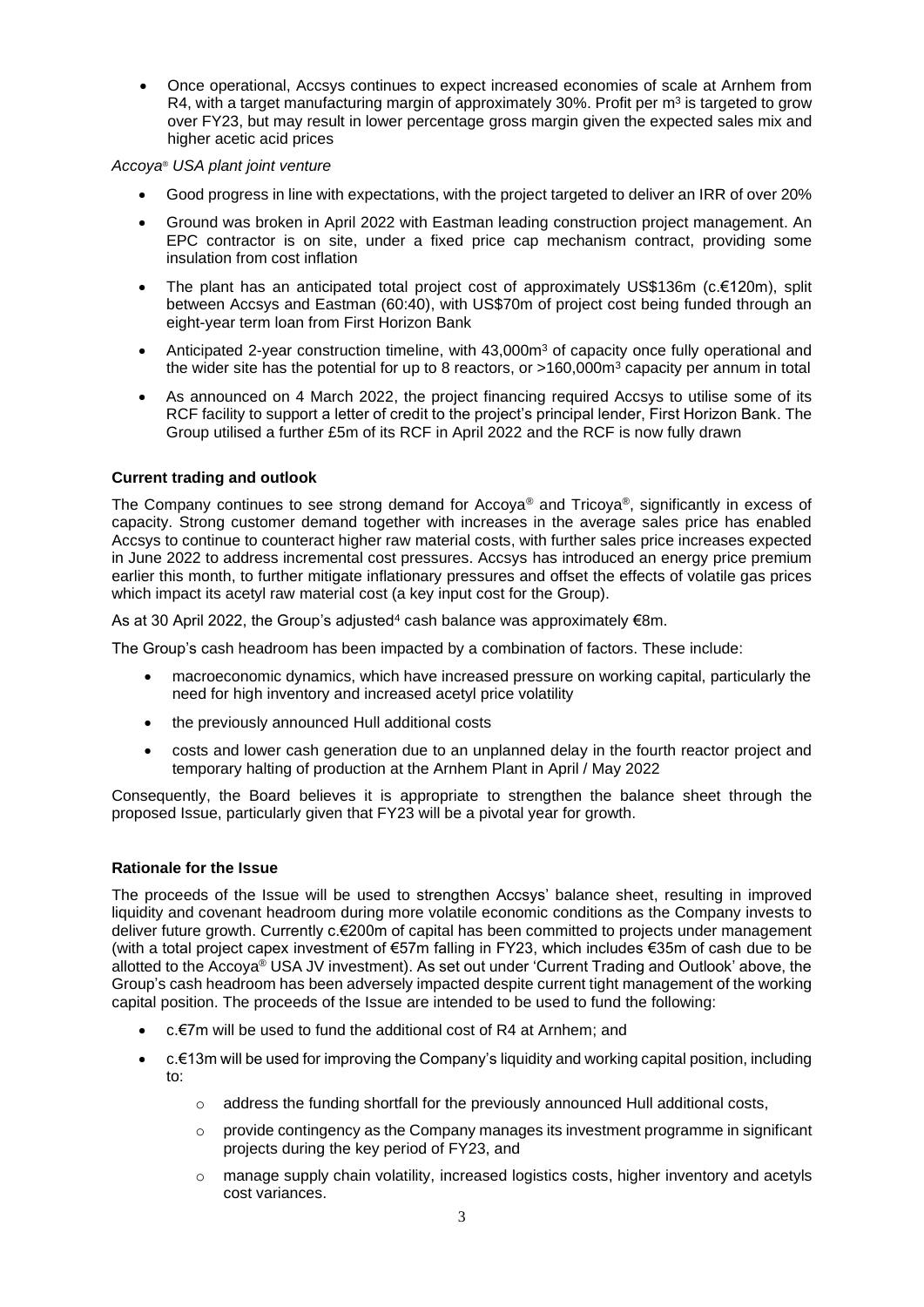- Once operational, Accsys continues to expect increased economies of scale at Arnhem from R4, with a target manufacturing margin of approximately 30%. Profit per $m^3$ is targeted to grow over FY23, but may result in lower percentage gross margin given the expected sales mix and higher acetic acid prices

*Accoya® USA plant joint venture*

- Good progress in line with expectations, with the project targeted to deliver an IRR of over 20%
- Ground was broken in April 2022 with Eastman leading construction project management. An EPC contractor is on site, under a fixed price cap mechanism contract, providing some insulation from cost inflation
- The plant has an anticipated total project cost of approximately US$136m (c.€120m), split between Accsys and Eastman (60:40), with US$70m of project cost being funded through an eight-year term loan from First Horizon Bank
- Anticipated 2-year construction timeline, with 43,000$m^3$ of capacity once fully operational and the wider site has the potential for up to 8 reactors, or >160,000$m^3$ capacity per annum in total
- As announced on 4 March 2022, the project financing required Accsys to utilise some of its RCF facility to support a letter of credit to the project's principal lender, First Horizon Bank. The Group utilised a further £5m of its RCF in April 2022 and the RCF is now fully drawn

**Current trading and outlook**

The Company continues to see strong demand for Accoya® and Tricoya®, significantly in excess of capacity. Strong customer demand together with increases in the average sales price has enabled Accsys to continue to counteract higher raw material costs, with further sales price increases expected in June 2022 to address incremental cost pressures. Accsys has introduced an energy price premium earlier this month, to further mitigate inflationary pressures and offset the effects of volatile gas prices which impact its acetyl raw material cost (a key input cost for the Group).

As at 30 April 2022, the Group's adjusted[4] cash balance was approximately €8m.

The Group's cash headroom has been impacted by a combination of factors. These include:

- macroeconomic dynamics, which have increased pressure on working capital, particularly the need for high inventory and increased acetyl price volatility
- the previously announced Hull additional costs
- costs and lower cash generation due to an unplanned delay in the fourth reactor project and temporary halting of production at the Arnhem Plant in April / May 2022

Consequently, the Board believes it is appropriate to strengthen the balance sheet through the proposed Issue, particularly given that FY23 will be a pivotal year for growth.

**Rationale for the Issue**

The proceeds of the Issue will be used to strengthen Accsys' balance sheet, resulting in improved liquidity and covenant headroom during more volatile economic conditions as the Company invests to deliver future growth. Currently c.€200m of capital has been committed to projects under management (with a total project capex investment of €57m falling in FY23, which includes €35m of cash due to be allotted to the Accoya® USA JV investment). As set out under 'Current Trading and Outlook' above, the Group's cash headroom has been adversely impacted despite current tight management of the working capital position. The proceeds of the Issue are intended to be used to fund the following:

- c.€7m will be used to fund the additional cost of R4 at Arnhem; and
- c.€13m will be used for improving the Company's liquidity and working capital position, including to:
  - address the funding shortfall for the previously announced Hull additional costs,
  - provide contingency as the Company manages its investment programme in significant projects during the key period of FY23, and
  - manage supply chain volatility, increased logistics costs, higher inventory and acetyls cost variances.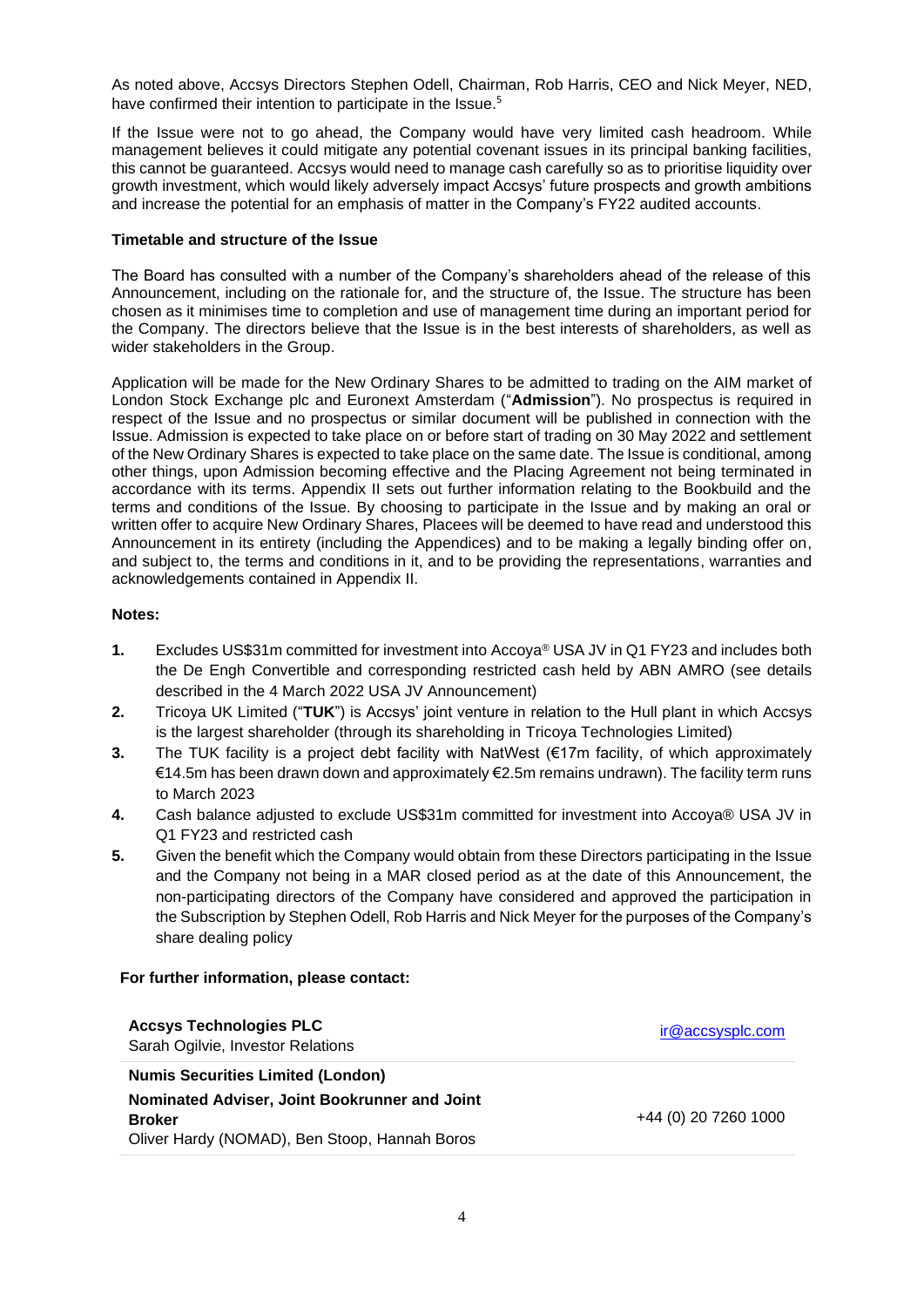As noted above, Accsys Directors Stephen Odell, Chairman, Rob Harris, CEO and Nick Meyer, NED, have confirmed their intention to participate in the Issue.[5]

If the Issue were not to go ahead, the Company would have very limited cash headroom. While management believes it could mitigate any potential covenant issues in its principal banking facilities, this cannot be guaranteed. Accsys would need to manage cash carefully so as to prioritise liquidity over growth investment, which would likely adversely impact Accsys' future prospects and growth ambitions and increase the potential for an emphasis of matter in the Company's FY22 audited accounts.

**Timetable and structure of the Issue**

The Board has consulted with a number of the Company's shareholders ahead of the release of this Announcement, including on the rationale for, and the structure of, the Issue. The structure has been chosen as it minimises time to completion and use of management time during an important period for the Company. The directors believe that the Issue is in the best interests of shareholders, as well as wider stakeholders in the Group.

Application will be made for the New Ordinary Shares to be admitted to trading on the AIM market of London Stock Exchange plc and Euronext Amsterdam ("**Admission**"). No prospectus is required in respect of the Issue and no prospectus or similar document will be published in connection with the Issue. Admission is expected to take place on or before start of trading on 30 May 2022 and settlement of the New Ordinary Shares is expected to take place on the same date. The Issue is conditional, among other things, upon Admission becoming effective and the Placing Agreement not being terminated in accordance with its terms. Appendix II sets out further information relating to the Bookbuild and the terms and conditions of the Issue. By choosing to participate in the Issue and by making an oral or written offer to acquire New Ordinary Shares, Placees will be deemed to have read and understood this Announcement in its entirety (including the Appendices) and to be making a legally binding offer on, and subject to, the terms and conditions in it, and to be providing the representations, warranties and acknowledgements contained in Appendix II.

**Notes:**

1. Excludes US$31m committed for investment into Accoya® USA JV in Q1 FY23 and includes both the De Engh Convertible and corresponding restricted cash held by ABN AMRO (see details described in the 4 March 2022 USA JV Announcement)
2. Tricoya UK Limited ("**TUK**") is Accsys' joint venture in relation to the Hull plant in which Accsys is the largest shareholder (through its shareholding in Tricoya Technologies Limited)
3. The TUK facility is a project debt facility with NatWest (€17m facility, of which approximately €14.5m has been drawn down and approximately €2.5m remains undrawn). The facility term runs to March 2023
4. Cash balance adjusted to exclude US$31m committed for investment into Accoya® USA JV in Q1 FY23 and restricted cash
5. Given the benefit which the Company would obtain from these Directors participating in the Issue and the Company not being in a MAR closed period as at the date of this Announcement, the non-participating directors of the Company have considered and approved the participation in the Subscription by Stephen Odell, Rob Harris and Nick Meyer for the purposes of the Company's share dealing policy

**For further information, please contact:**

| | |
|---|---|
| **Accsys Technologies PLC**<br>Sarah Ogilvie, Investor Relations | ir@accsysplc.com |
| **Numis Securities Limited (London)**<br>**Nominated Adviser, Joint Bookrunner and Joint Broker**<br>Oliver Hardy (NOMAD), Ben Stoop, Hannah Boros | +44 (0) 20 7260 1000 |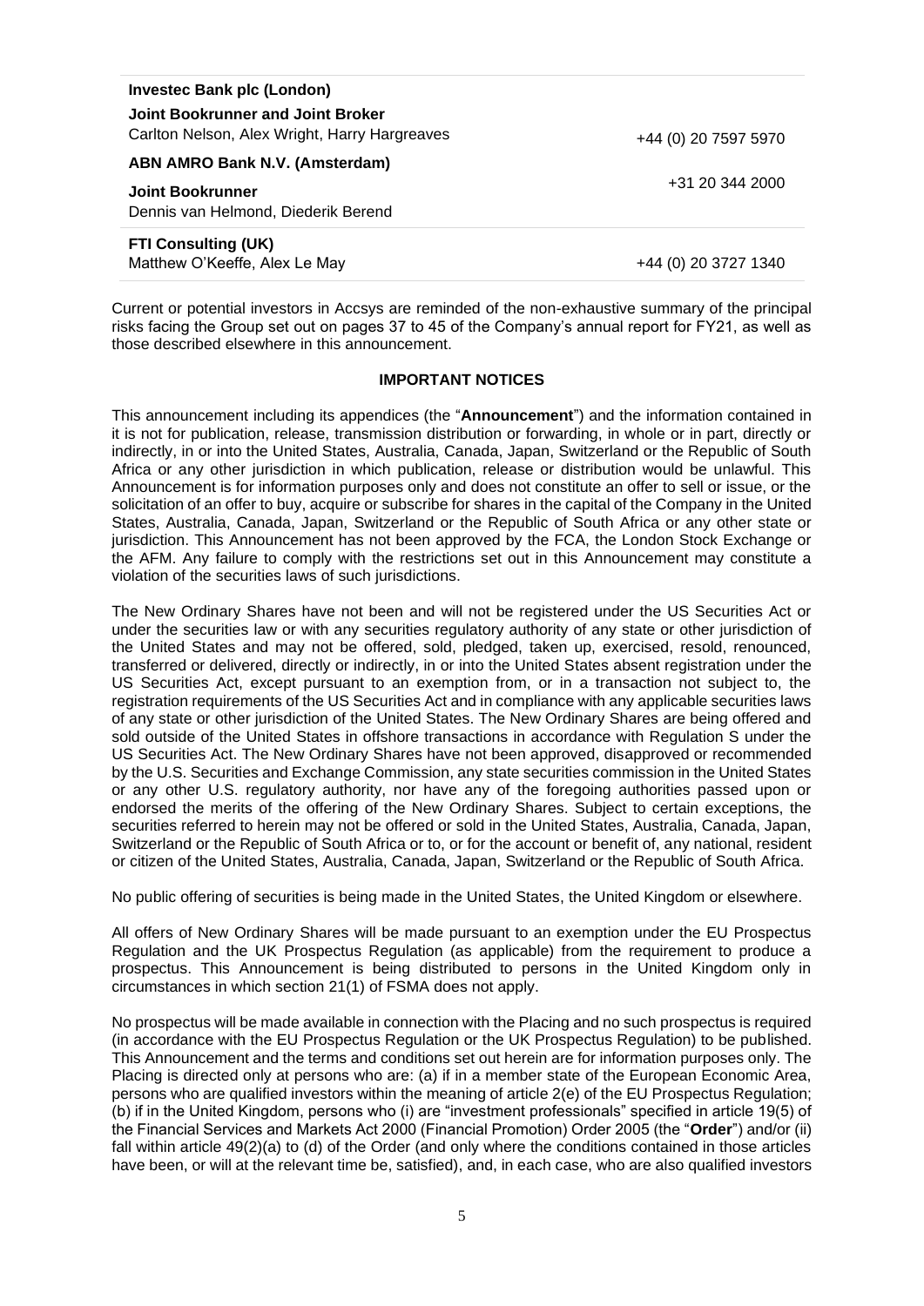| | |
|---|---|
| **Investec Bank plc (London)** | |
| **Joint Bookrunner and Joint Broker**<br>Carlton Nelson, Alex Wright, Harry Hargreaves | +44 (0) 20 7597 5970 |
| **ABN AMRO Bank N.V. (Amsterdam)** | |
| **Joint Bookrunner**<br>Dennis van Helmond, Diederik Berend | +31 20 344 2000 |
| **FTI Consulting (UK)**<br>Matthew O'Keeffe, Alex Le May | +44 (0) 20 3727 1340 |

Current or potential investors in Accsys are reminded of the non-exhaustive summary of the principal risks facing the Group set out on pages 37 to 45 of the Company's annual report for FY21, as well as those described elsewhere in this announcement.

**IMPORTANT NOTICES**

This announcement including its appendices (the "**Announcement**") and the information contained in it is not for publication, release, transmission distribution or forwarding, in whole or in part, directly or indirectly, in or into the United States, Australia, Canada, Japan, Switzerland or the Republic of South Africa or any other jurisdiction in which publication, release or distribution would be unlawful. This Announcement is for information purposes only and does not constitute an offer to sell or issue, or the solicitation of an offer to buy, acquire or subscribe for shares in the capital of the Company in the United States, Australia, Canada, Japan, Switzerland or the Republic of South Africa or any other state or jurisdiction. This Announcement has not been approved by the FCA, the London Stock Exchange or the AFM. Any failure to comply with the restrictions set out in this Announcement may constitute a violation of the securities laws of such jurisdictions.

The New Ordinary Shares have not been and will not be registered under the US Securities Act or under the securities law or with any securities regulatory authority of any state or other jurisdiction of the United States and may not be offered, sold, pledged, taken up, exercised, resold, renounced, transferred or delivered, directly or indirectly, in or into the United States absent registration under the US Securities Act, except pursuant to an exemption from, or in a transaction not subject to, the registration requirements of the US Securities Act and in compliance with any applicable securities laws of any state or other jurisdiction of the United States. The New Ordinary Shares are being offered and sold outside of the United States in offshore transactions in accordance with Regulation S under the US Securities Act. The New Ordinary Shares have not been approved, disapproved or recommended by the U.S. Securities and Exchange Commission, any state securities commission in the United States or any other U.S. regulatory authority, nor have any of the foregoing authorities passed upon or endorsed the merits of the offering of the New Ordinary Shares. Subject to certain exceptions, the securities referred to herein may not be offered or sold in the United States, Australia, Canada, Japan, Switzerland or the Republic of South Africa or to, or for the account or benefit of, any national, resident or citizen of the United States, Australia, Canada, Japan, Switzerland or the Republic of South Africa.

No public offering of securities is being made in the United States, the United Kingdom or elsewhere.

All offers of New Ordinary Shares will be made pursuant to an exemption under the EU Prospectus Regulation and the UK Prospectus Regulation (as applicable) from the requirement to produce a prospectus. This Announcement is being distributed to persons in the United Kingdom only in circumstances in which section 21(1) of FSMA does not apply.

No prospectus will be made available in connection with the Placing and no such prospectus is required (in accordance with the EU Prospectus Regulation or the UK Prospectus Regulation) to be published. This Announcement and the terms and conditions set out herein are for information purposes only. The Placing is directed only at persons who are: (a) if in a member state of the European Economic Area, persons who are qualified investors within the meaning of article 2(e) of the EU Prospectus Regulation; (b) if in the United Kingdom, persons who (i) are "investment professionals" specified in article 19(5) of the Financial Services and Markets Act 2000 (Financial Promotion) Order 2005 (the "**Order**") and/or (ii) fall within article 49(2)(a) to (d) of the Order (and only where the conditions contained in those articles have been, or will at the relevant time be, satisfied), and, in each case, who are also qualified investors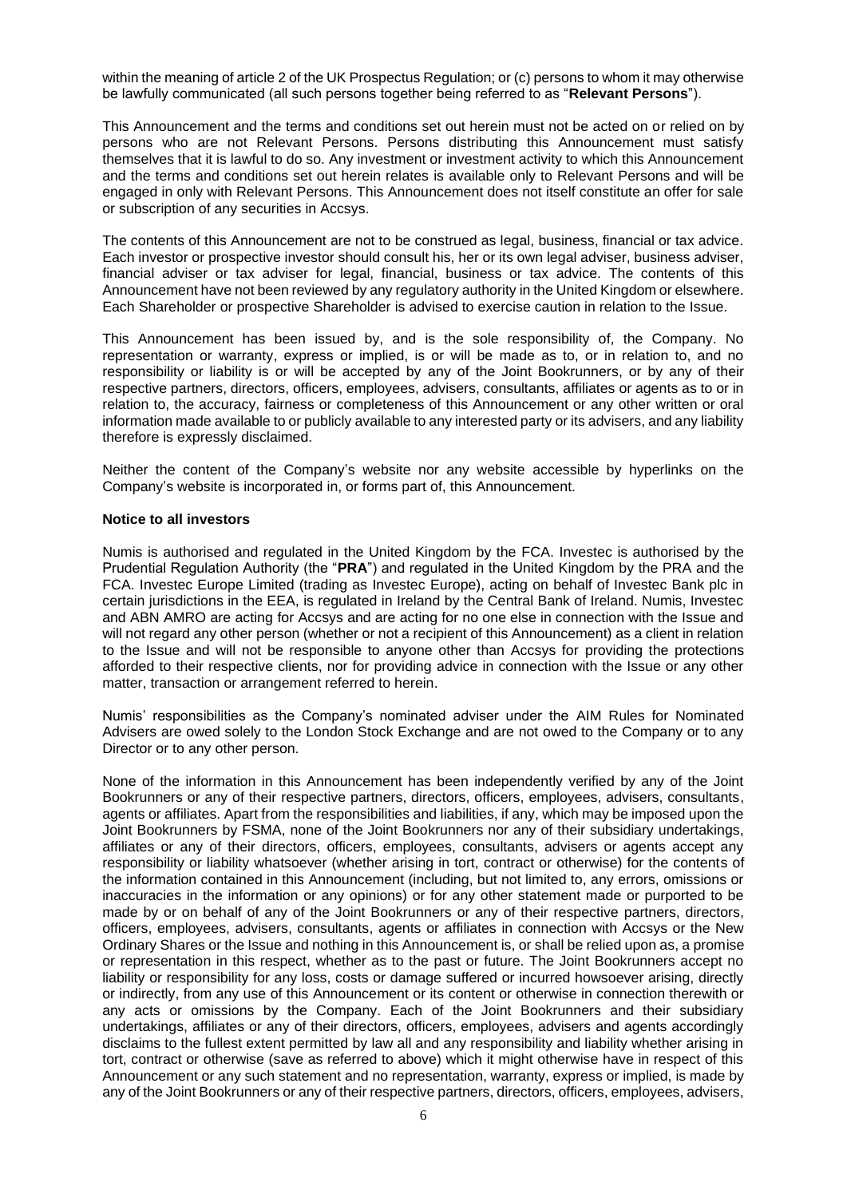within the meaning of article 2 of the UK Prospectus Regulation; or (c) persons to whom it may otherwise be lawfully communicated (all such persons together being referred to as "**Relevant Persons**").

This Announcement and the terms and conditions set out herein must not be acted on or relied on by persons who are not Relevant Persons. Persons distributing this Announcement must satisfy themselves that it is lawful to do so. Any investment or investment activity to which this Announcement and the terms and conditions set out herein relates is available only to Relevant Persons and will be engaged in only with Relevant Persons. This Announcement does not itself constitute an offer for sale or subscription of any securities in Accsys.

The contents of this Announcement are not to be construed as legal, business, financial or tax advice. Each investor or prospective investor should consult his, her or its own legal adviser, business adviser, financial adviser or tax adviser for legal, financial, business or tax advice. The contents of this Announcement have not been reviewed by any regulatory authority in the United Kingdom or elsewhere. Each Shareholder or prospective Shareholder is advised to exercise caution in relation to the Issue.

This Announcement has been issued by, and is the sole responsibility of, the Company. No representation or warranty, express or implied, is or will be made as to, or in relation to, and no responsibility or liability is or will be accepted by any of the Joint Bookrunners, or by any of their respective partners, directors, officers, employees, advisers, consultants, affiliates or agents as to or in relation to, the accuracy, fairness or completeness of this Announcement or any other written or oral information made available to or publicly available to any interested party or its advisers, and any liability therefore is expressly disclaimed.

Neither the content of the Company's website nor any website accessible by hyperlinks on the Company's website is incorporated in, or forms part of, this Announcement.

**Notice to all investors**

Numis is authorised and regulated in the United Kingdom by the FCA. Investec is authorised by the Prudential Regulation Authority (the "**PRA**") and regulated in the United Kingdom by the PRA and the FCA. Investec Europe Limited (trading as Investec Europe), acting on behalf of Investec Bank plc in certain jurisdictions in the EEA, is regulated in Ireland by the Central Bank of Ireland. Numis, Investec and ABN AMRO are acting for Accsys and are acting for no one else in connection with the Issue and will not regard any other person (whether or not a recipient of this Announcement) as a client in relation to the Issue and will not be responsible to anyone other than Accsys for providing the protections afforded to their respective clients, nor for providing advice in connection with the Issue or any other matter, transaction or arrangement referred to herein.

Numis' responsibilities as the Company's nominated adviser under the AIM Rules for Nominated Advisers are owed solely to the London Stock Exchange and are not owed to the Company or to any Director or to any other person.

None of the information in this Announcement has been independently verified by any of the Joint Bookrunners or any of their respective partners, directors, officers, employees, advisers, consultants, agents or affiliates. Apart from the responsibilities and liabilities, if any, which may be imposed upon the Joint Bookrunners by FSMA, none of the Joint Bookrunners nor any of their subsidiary undertakings, affiliates or any of their directors, officers, employees, consultants, advisers or agents accept any responsibility or liability whatsoever (whether arising in tort, contract or otherwise) for the contents of the information contained in this Announcement (including, but not limited to, any errors, omissions or inaccuracies in the information or any opinions) or for any other statement made or purported to be made by or on behalf of any of the Joint Bookrunners or any of their respective partners, directors, officers, employees, advisers, consultants, agents or affiliates in connection with Accsys or the New Ordinary Shares or the Issue and nothing in this Announcement is, or shall be relied upon as, a promise or representation in this respect, whether as to the past or future. The Joint Bookrunners accept no liability or responsibility for any loss, costs or damage suffered or incurred howsoever arising, directly or indirectly, from any use of this Announcement or its content or otherwise in connection therewith or any acts or omissions by the Company. Each of the Joint Bookrunners and their subsidiary undertakings, affiliates or any of their directors, officers, employees, advisers and agents accordingly disclaims to the fullest extent permitted by law all and any responsibility and liability whether arising in tort, contract or otherwise (save as referred to above) which it might otherwise have in respect of this Announcement or any such statement and no representation, warranty, express or implied, is made by any of the Joint Bookrunners or any of their respective partners, directors, officers, employees, advisers,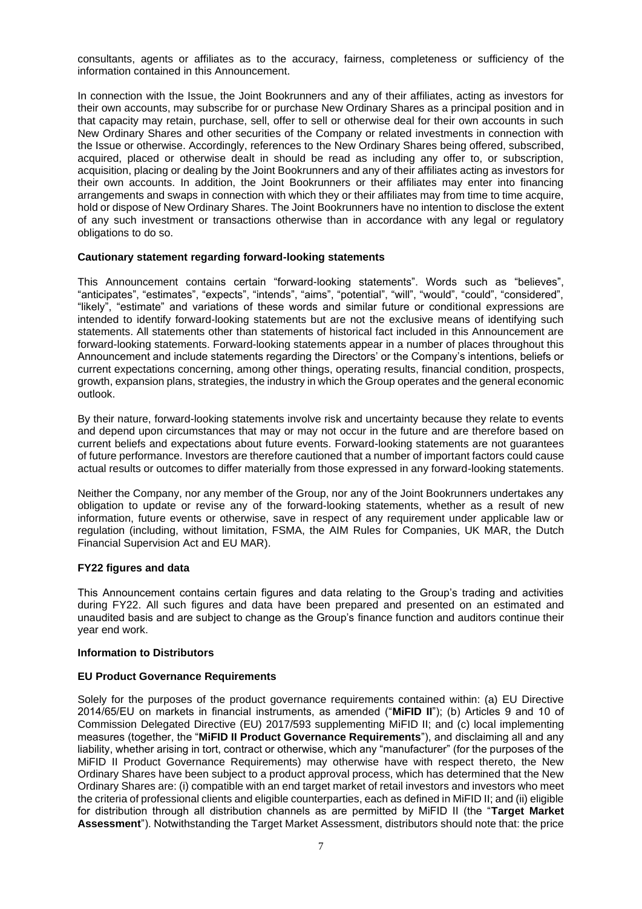consultants, agents or affiliates as to the accuracy, fairness, completeness or sufficiency of the information contained in this Announcement.

In connection with the Issue, the Joint Bookrunners and any of their affiliates, acting as investors for their own accounts, may subscribe for or purchase New Ordinary Shares as a principal position and in that capacity may retain, purchase, sell, offer to sell or otherwise deal for their own accounts in such New Ordinary Shares and other securities of the Company or related investments in connection with the Issue or otherwise. Accordingly, references to the New Ordinary Shares being offered, subscribed, acquired, placed or otherwise dealt in should be read as including any offer to, or subscription, acquisition, placing or dealing by the Joint Bookrunners and any of their affiliates acting as investors for their own accounts. In addition, the Joint Bookrunners or their affiliates may enter into financing arrangements and swaps in connection with which they or their affiliates may from time to time acquire, hold or dispose of New Ordinary Shares. The Joint Bookrunners have no intention to disclose the extent of any such investment or transactions otherwise than in accordance with any legal or regulatory obligations to do so.

**Cautionary statement regarding forward-looking statements**

This Announcement contains certain "forward-looking statements". Words such as "believes", "anticipates", "estimates", "expects", "intends", "aims", "potential", "will", "would", "could", "considered", "likely", "estimate" and variations of these words and similar future or conditional expressions are intended to identify forward-looking statements but are not the exclusive means of identifying such statements. All statements other than statements of historical fact included in this Announcement are forward-looking statements. Forward-looking statements appear in a number of places throughout this Announcement and include statements regarding the Directors' or the Company's intentions, beliefs or current expectations concerning, among other things, operating results, financial condition, prospects, growth, expansion plans, strategies, the industry in which the Group operates and the general economic outlook.

By their nature, forward-looking statements involve risk and uncertainty because they relate to events and depend upon circumstances that may or may not occur in the future and are therefore based on current beliefs and expectations about future events. Forward-looking statements are not guarantees of future performance. Investors are therefore cautioned that a number of important factors could cause actual results or outcomes to differ materially from those expressed in any forward-looking statements.

Neither the Company, nor any member of the Group, nor any of the Joint Bookrunners undertakes any obligation to update or revise any of the forward-looking statements, whether as a result of new information, future events or otherwise, save in respect of any requirement under applicable law or regulation (including, without limitation, FSMA, the AIM Rules for Companies, UK MAR, the Dutch Financial Supervision Act and EU MAR).

**FY22 figures and data**

This Announcement contains certain figures and data relating to the Group's trading and activities during FY22. All such figures and data have been prepared and presented on an estimated and unaudited basis and are subject to change as the Group's finance function and auditors continue their year end work.

**Information to Distributors**

**EU Product Governance Requirements**

Solely for the purposes of the product governance requirements contained within: (a) EU Directive 2014/65/EU on markets in financial instruments, as amended ("**MiFID II**"); (b) Articles 9 and 10 of Commission Delegated Directive (EU) 2017/593 supplementing MiFID II; and (c) local implementing measures (together, the "**MiFID II Product Governance Requirements**"), and disclaiming all and any liability, whether arising in tort, contract or otherwise, which any "manufacturer" (for the purposes of the MiFID II Product Governance Requirements) may otherwise have with respect thereto, the New Ordinary Shares have been subject to a product approval process, which has determined that the New Ordinary Shares are: (i) compatible with an end target market of retail investors and investors who meet the criteria of professional clients and eligible counterparties, each as defined in MiFID II; and (ii) eligible for distribution through all distribution channels as are permitted by MiFID II (the "**Target Market Assessment**"). Notwithstanding the Target Market Assessment, distributors should note that: the price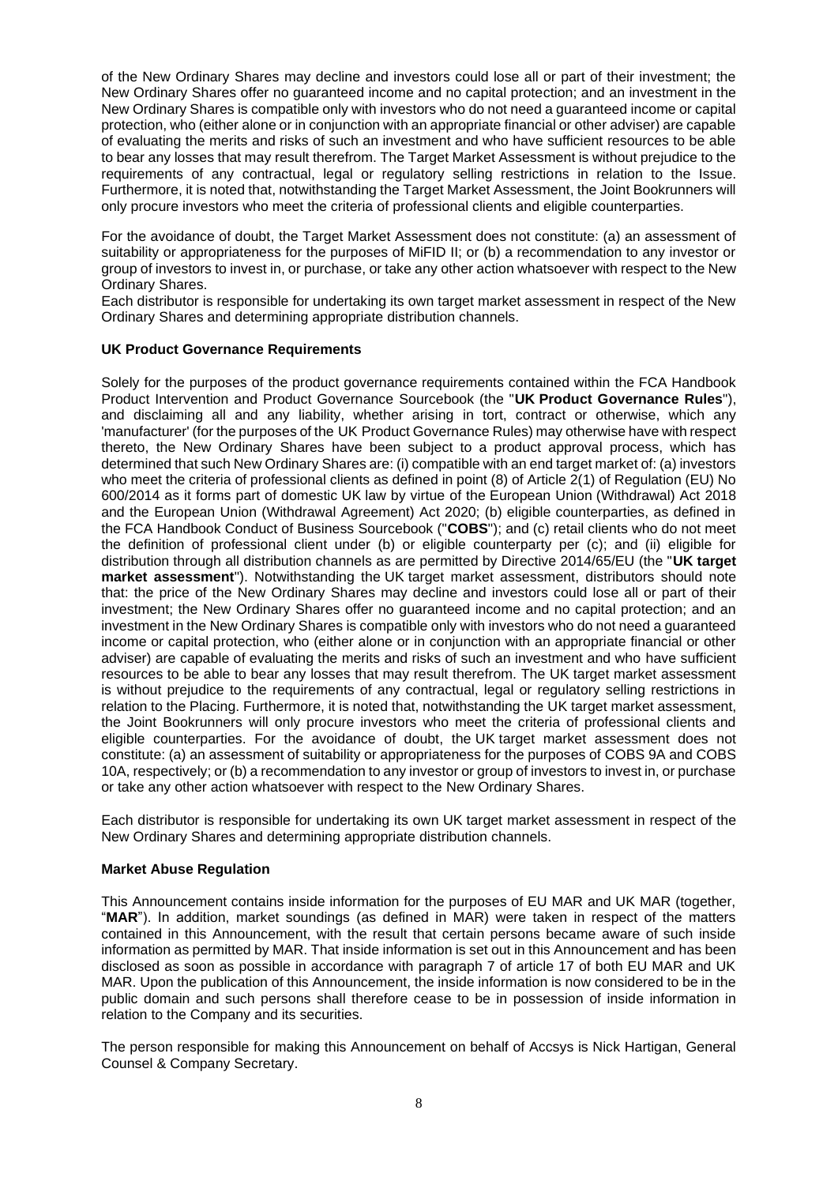of the New Ordinary Shares may decline and investors could lose all or part of their investment; the New Ordinary Shares offer no guaranteed income and no capital protection; and an investment in the New Ordinary Shares is compatible only with investors who do not need a guaranteed income or capital protection, who (either alone or in conjunction with an appropriate financial or other adviser) are capable of evaluating the merits and risks of such an investment and who have sufficient resources to be able to bear any losses that may result therefrom. The Target Market Assessment is without prejudice to the requirements of any contractual, legal or regulatory selling restrictions in relation to the Issue. Furthermore, it is noted that, notwithstanding the Target Market Assessment, the Joint Bookrunners will only procure investors who meet the criteria of professional clients and eligible counterparties.

For the avoidance of doubt, the Target Market Assessment does not constitute: (a) an assessment of suitability or appropriateness for the purposes of MiFID II; or (b) a recommendation to any investor or group of investors to invest in, or purchase, or take any other action whatsoever with respect to the New Ordinary Shares.
Each distributor is responsible for undertaking its own target market assessment in respect of the New Ordinary Shares and determining appropriate distribution channels.

**UK Product Governance Requirements**

Solely for the purposes of the product governance requirements contained within the FCA Handbook Product Intervention and Product Governance Sourcebook (the "**UK Product Governance Rules**"), and disclaiming all and any liability, whether arising in tort, contract or otherwise, which any 'manufacturer' (for the purposes of the UK Product Governance Rules) may otherwise have with respect thereto, the New Ordinary Shares have been subject to a product approval process, which has determined that such New Ordinary Shares are: (i) compatible with an end target market of: (a) investors who meet the criteria of professional clients as defined in point (8) of Article 2(1) of Regulation (EU) No 600/2014 as it forms part of domestic UK law by virtue of the European Union (Withdrawal) Act 2018 and the European Union (Withdrawal Agreement) Act 2020; (b) eligible counterparties, as defined in the FCA Handbook Conduct of Business Sourcebook ("**COBS**"); and (c) retail clients who do not meet the definition of professional client under (b) or eligible counterparty per (c); and (ii) eligible for distribution through all distribution channels as are permitted by Directive 2014/65/EU (the "**UK target market assessment**"). Notwithstanding the UK target market assessment, distributors should note that: the price of the New Ordinary Shares may decline and investors could lose all or part of their investment; the New Ordinary Shares offer no guaranteed income and no capital protection; and an investment in the New Ordinary Shares is compatible only with investors who do not need a guaranteed income or capital protection, who (either alone or in conjunction with an appropriate financial or other adviser) are capable of evaluating the merits and risks of such an investment and who have sufficient resources to be able to bear any losses that may result therefrom. The UK target market assessment is without prejudice to the requirements of any contractual, legal or regulatory selling restrictions in relation to the Placing. Furthermore, it is noted that, notwithstanding the UK target market assessment, the Joint Bookrunners will only procure investors who meet the criteria of professional clients and eligible counterparties. For the avoidance of doubt, the UK target market assessment does not constitute: (a) an assessment of suitability or appropriateness for the purposes of COBS 9A and COBS 10A, respectively; or (b) a recommendation to any investor or group of investors to invest in, or purchase or take any other action whatsoever with respect to the New Ordinary Shares.

Each distributor is responsible for undertaking its own UK target market assessment in respect of the New Ordinary Shares and determining appropriate distribution channels.

**Market Abuse Regulation**

This Announcement contains inside information for the purposes of EU MAR and UK MAR (together, "**MAR**"). In addition, market soundings (as defined in MAR) were taken in respect of the matters contained in this Announcement, with the result that certain persons became aware of such inside information as permitted by MAR. That inside information is set out in this Announcement and has been disclosed as soon as possible in accordance with paragraph 7 of article 17 of both EU MAR and UK MAR. Upon the publication of this Announcement, the inside information is now considered to be in the public domain and such persons shall therefore cease to be in possession of inside information in relation to the Company and its securities.

The person responsible for making this Announcement on behalf of Accsys is Nick Hartigan, General Counsel & Company Secretary.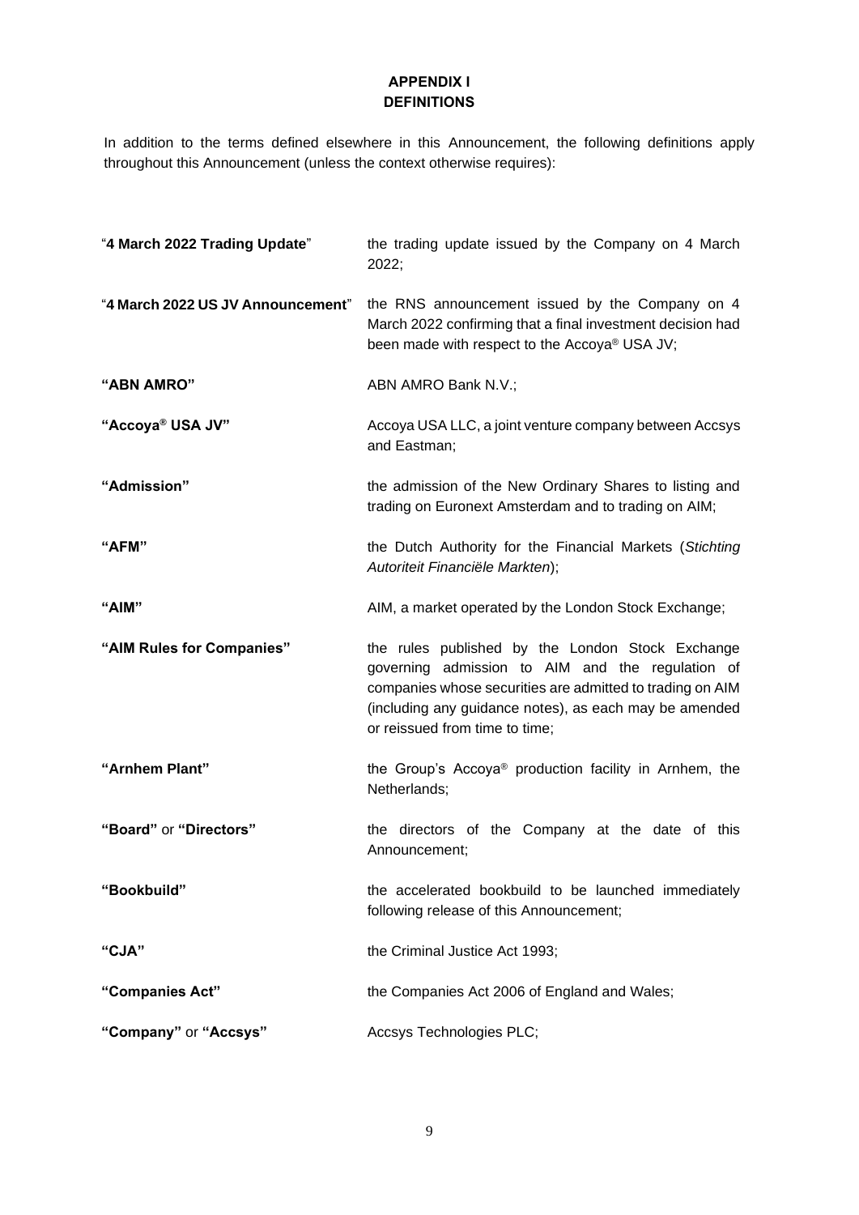# APPENDIX I
## DEFINITIONS

In addition to the terms defined elsewhere in this Announcement, the following definitions apply throughout this Announcement (unless the context otherwise requires):

| | |
|---|---|
| "**4 March 2022 Trading Update**" | the trading update issued by the Company on 4 March 2022; |
| "**4 March 2022 US JV Announcement**" | the RNS announcement issued by the Company on 4 March 2022 confirming that a final investment decision had been made with respect to the Accoya® USA JV; |
| **"ABN AMRO"** | ABN AMRO Bank N.V.; |
| **"Accoya® USA JV"** | Accoya USA LLC, a joint venture company between Accsys and Eastman; |
| **"Admission"** | the admission of the New Ordinary Shares to listing and trading on Euronext Amsterdam and to trading on AIM; |
| **"AFM"** | the Dutch Authority for the Financial Markets (*Stichting Autoriteit Financiële Markten*); |
| **"AIM"** | AIM, a market operated by the London Stock Exchange; |
| **"AIM Rules for Companies"** | the rules published by the London Stock Exchange governing admission to AIM and the regulation of companies whose securities are admitted to trading on AIM (including any guidance notes), as each may be amended or reissued from time to time; |
| **"Arnhem Plant"** | the Group's Accoya® production facility in Arnhem, the Netherlands; |
| **"Board"** or **"Directors"** | the directors of the Company at the date of this Announcement; |
| **"Bookbuild"** | the accelerated bookbuild to be launched immediately following release of this Announcement; |
| **"CJA"** | the Criminal Justice Act 1993; |
| **"Companies Act"** | the Companies Act 2006 of England and Wales; |
| **"Company"** or **"Accsys"** | Accsys Technologies PLC; |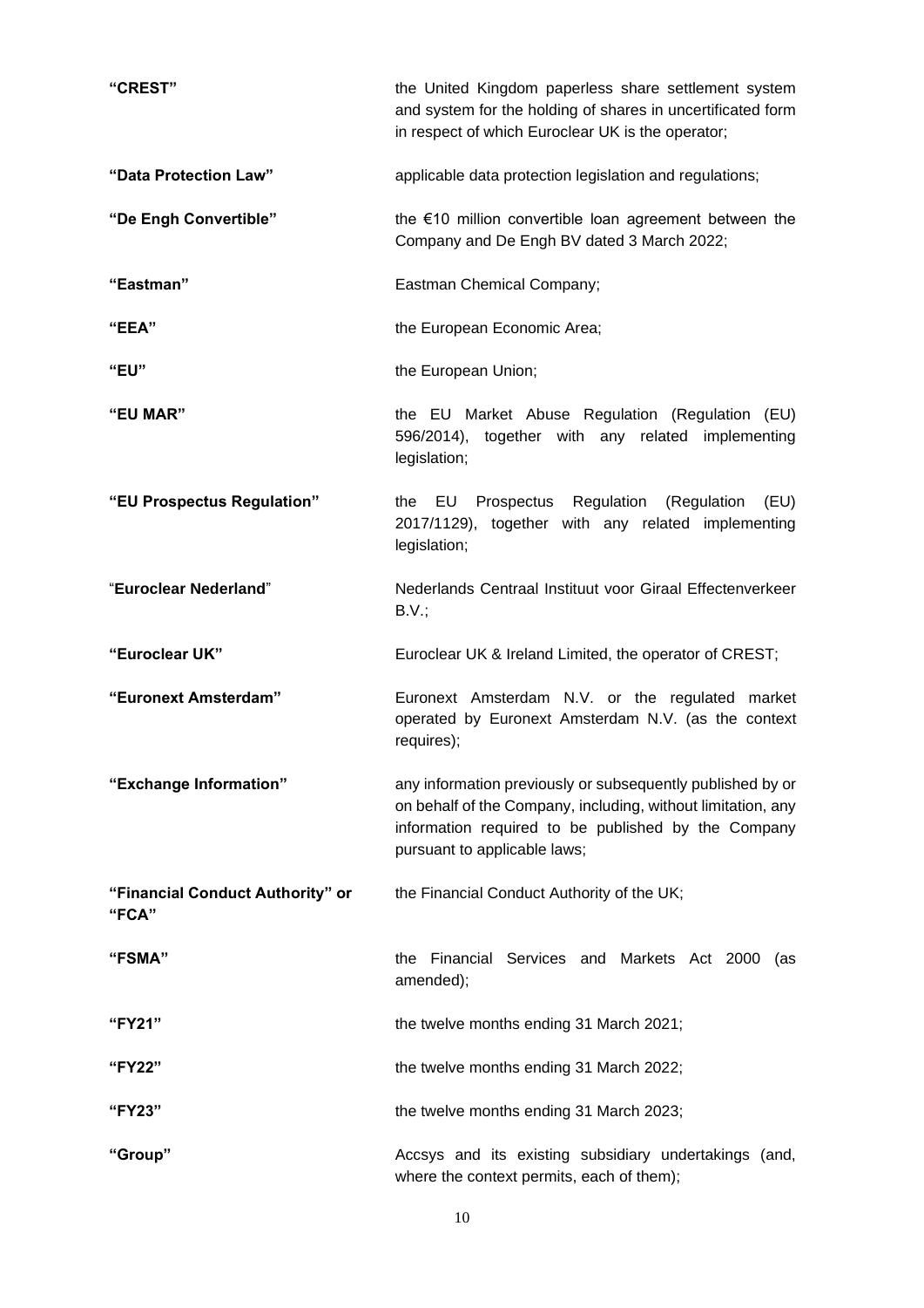| | |
|---|---|
| **"CREST"** | the United Kingdom paperless share settlement system and system for the holding of shares in uncertificated form in respect of which Euroclear UK is the operator; |
| **"Data Protection Law"** | applicable data protection legislation and regulations; |
| **"De Engh Convertible"** | the €10 million convertible loan agreement between the Company and De Engh BV dated 3 March 2022; |
| **"Eastman"** | Eastman Chemical Company; |
| **"EEA"** | the European Economic Area; |
| **"EU"** | the European Union; |
| **"EU MAR"** | the EU Market Abuse Regulation (Regulation (EU) 596/2014), together with any related implementing legislation; |
| **"EU Prospectus Regulation"** | the EU Prospectus Regulation (Regulation (EU) 2017/1129), together with any related implementing legislation; |
| "**Euroclear Nederland**" | Nederlands Centraal Instituut voor Giraal Effectenverkeer B.V.; |
| **"Euroclear UK"** | Euroclear UK & Ireland Limited, the operator of CREST; |
| **"Euronext Amsterdam"** | Euronext Amsterdam N.V. or the regulated market operated by Euronext Amsterdam N.V. (as the context requires); |
| **"Exchange Information"** | any information previously or subsequently published by or on behalf of the Company, including, without limitation, any information required to be published by the Company pursuant to applicable laws; |
| **"Financial Conduct Authority" or "FCA"** | the Financial Conduct Authority of the UK; |
| **"FSMA"** | the Financial Services and Markets Act 2000 (as amended); |
| **"FY21"** | the twelve months ending 31 March 2021; |
| **"FY22"** | the twelve months ending 31 March 2022; |
| **"FY23"** | the twelve months ending 31 March 2023; |
| **"Group"** | Accsys and its existing subsidiary undertakings (and, where the context permits, each of them); |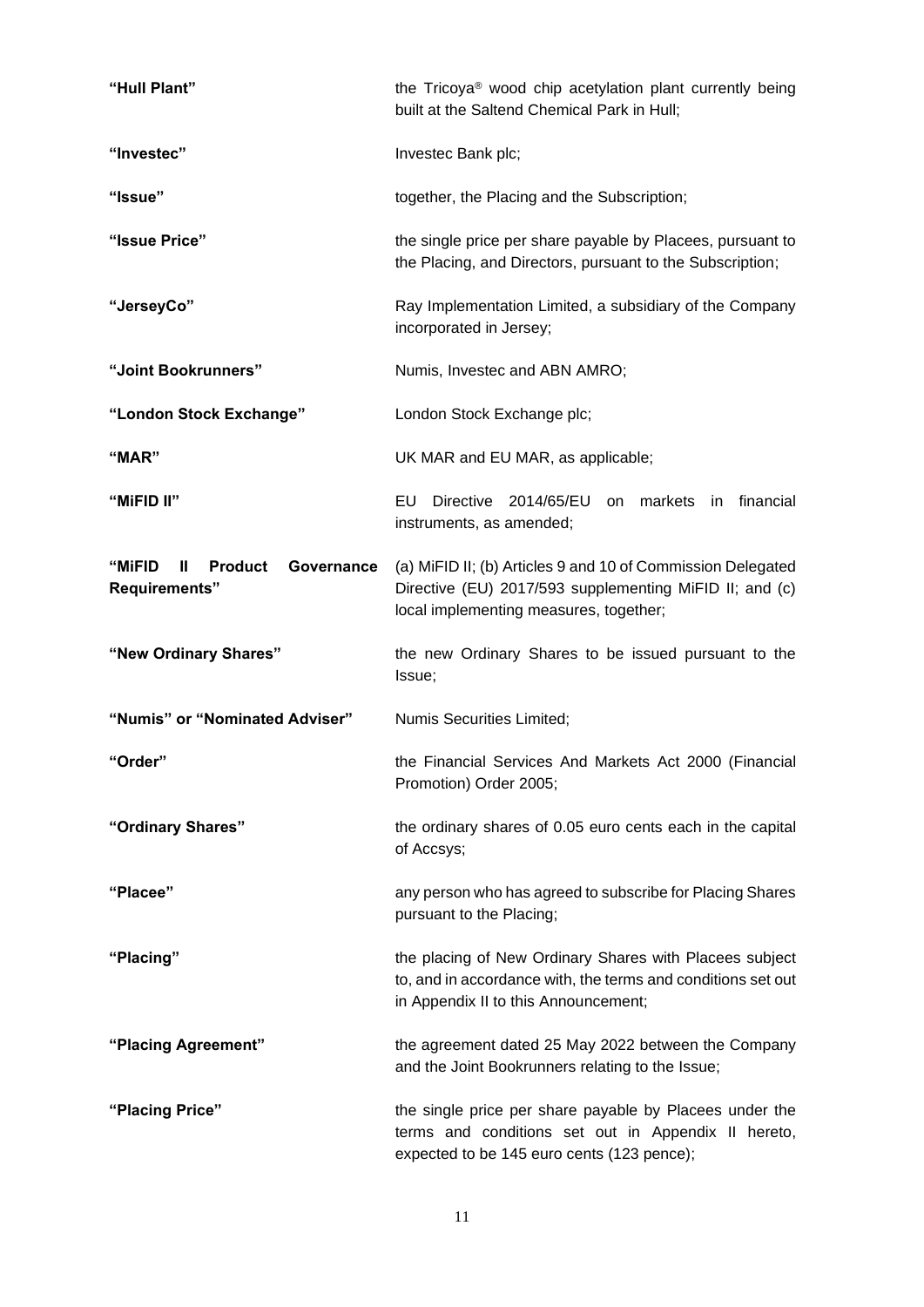| | |
|---|---|
| **"Hull Plant"** | the Tricoya® wood chip acetylation plant currently being built at the Saltend Chemical Park in Hull; |
| **"Investec"** | Investec Bank plc; |
| **"Issue"** | together, the Placing and the Subscription; |
| **"Issue Price"** | the single price per share payable by Placees, pursuant to the Placing, and Directors, pursuant to the Subscription; |
| **"JerseyCo"** | Ray Implementation Limited, a subsidiary of the Company incorporated in Jersey; |
| **"Joint Bookrunners"** | Numis, Investec and ABN AMRO; |
| **"London Stock Exchange"** | London Stock Exchange plc; |
| **"MAR"** | UK MAR and EU MAR, as applicable; |
| **"MiFID II"** | EU Directive 2014/65/EU on markets in financial instruments, as amended; |
| **"MiFID II Product Governance Requirements"** | (a) MiFID II; (b) Articles 9 and 10 of Commission Delegated Directive (EU) 2017/593 supplementing MiFID II; and (c) local implementing measures, together; |
| **"New Ordinary Shares"** | the new Ordinary Shares to be issued pursuant to the Issue; |
| **"Numis" or "Nominated Adviser"** | Numis Securities Limited; |
| **"Order"** | the Financial Services And Markets Act 2000 (Financial Promotion) Order 2005; |
| **"Ordinary Shares"** | the ordinary shares of 0.05 euro cents each in the capital of Accsys; |
| **"Placee"** | any person who has agreed to subscribe for Placing Shares pursuant to the Placing; |
| **"Placing"** | the placing of New Ordinary Shares with Placees subject to, and in accordance with, the terms and conditions set out in Appendix II to this Announcement; |
| **"Placing Agreement"** | the agreement dated 25 May 2022 between the Company and the Joint Bookrunners relating to the Issue; |
| **"Placing Price"** | the single price per share payable by Placees under the terms and conditions set out in Appendix II hereto, expected to be 145 euro cents (123 pence); |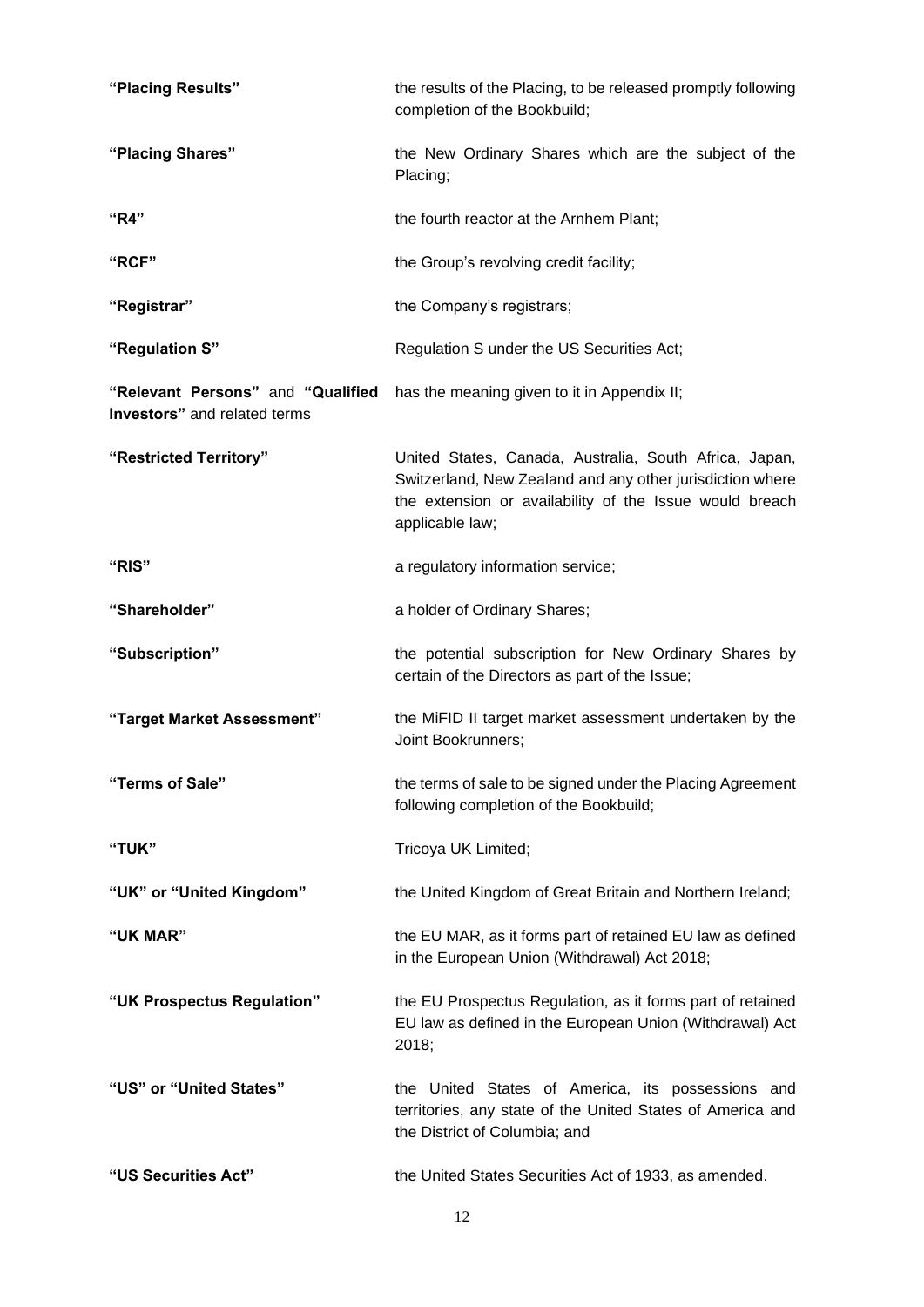| | |
|---|---|
| **"Placing Results"** | the results of the Placing, to be released promptly following completion of the Bookbuild; |
| **"Placing Shares"** | the New Ordinary Shares which are the subject of the Placing; |
| **"R4"** | the fourth reactor at the Arnhem Plant; |
| **"RCF"** | the Group's revolving credit facility; |
| **"Registrar"** | the Company's registrars; |
| **"Regulation S"** | Regulation S under the US Securities Act; |
| **"Relevant Persons"** and **"Qualified Investors"** and related terms | has the meaning given to it in Appendix II; |
| **"Restricted Territory"** | United States, Canada, Australia, South Africa, Japan, Switzerland, New Zealand and any other jurisdiction where the extension or availability of the Issue would breach applicable law; |
| **"RIS"** | a regulatory information service; |
| **"Shareholder"** | a holder of Ordinary Shares; |
| **"Subscription"** | the potential subscription for New Ordinary Shares by certain of the Directors as part of the Issue; |
| **"Target Market Assessment"** | the MiFID II target market assessment undertaken by the Joint Bookrunners; |
| **"Terms of Sale"** | the terms of sale to be signed under the Placing Agreement following completion of the Bookbuild; |
| **"TUK"** | Tricoya UK Limited; |
| **"UK" or "United Kingdom"** | the United Kingdom of Great Britain and Northern Ireland; |
| **"UK MAR"** | the EU MAR, as it forms part of retained EU law as defined in the European Union (Withdrawal) Act 2018; |
| **"UK Prospectus Regulation"** | the EU Prospectus Regulation, as it forms part of retained EU law as defined in the European Union (Withdrawal) Act 2018; |
| **"US" or "United States"** | the United States of America, its possessions and territories, any state of the United States of America and the District of Columbia; and |
| **"US Securities Act"** | the United States Securities Act of 1933, as amended. |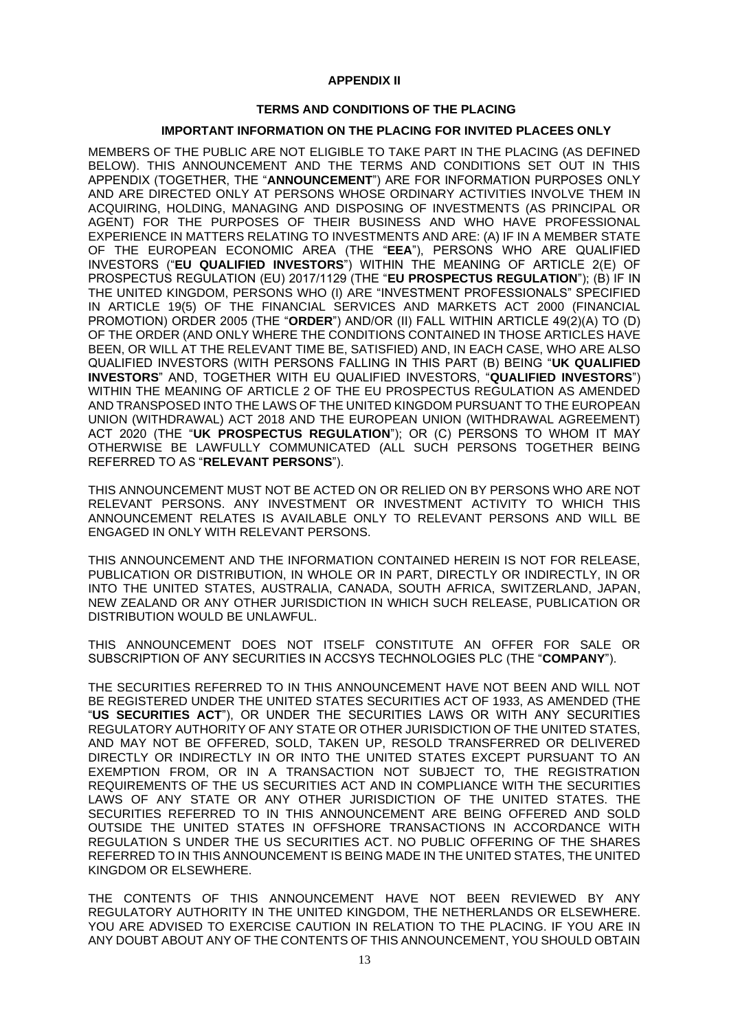**APPENDIX II**

**TERMS AND CONDITIONS OF THE PLACING**

**IMPORTANT INFORMATION ON THE PLACING FOR INVITED PLACEES ONLY**

MEMBERS OF THE PUBLIC ARE NOT ELIGIBLE TO TAKE PART IN THE PLACING (AS DEFINED BELOW). THIS ANNOUNCEMENT AND THE TERMS AND CONDITIONS SET OUT IN THIS APPENDIX (TOGETHER, THE "**ANNOUNCEMENT**") ARE FOR INFORMATION PURPOSES ONLY AND ARE DIRECTED ONLY AT PERSONS WHOSE ORDINARY ACTIVITIES INVOLVE THEM IN ACQUIRING, HOLDING, MANAGING AND DISPOSING OF INVESTMENTS (AS PRINCIPAL OR AGENT) FOR THE PURPOSES OF THEIR BUSINESS AND WHO HAVE PROFESSIONAL EXPERIENCE IN MATTERS RELATING TO INVESTMENTS AND ARE: (A) IF IN A MEMBER STATE OF THE EUROPEAN ECONOMIC AREA (THE "**EEA**"), PERSONS WHO ARE QUALIFIED INVESTORS ("**EU QUALIFIED INVESTORS**") WITHIN THE MEANING OF ARTICLE 2(E) OF PROSPECTUS REGULATION (EU) 2017/1129 (THE "**EU PROSPECTUS REGULATION**"); (B) IF IN THE UNITED KINGDOM, PERSONS WHO (I) ARE "INVESTMENT PROFESSIONALS" SPECIFIED IN ARTICLE 19(5) OF THE FINANCIAL SERVICES AND MARKETS ACT 2000 (FINANCIAL PROMOTION) ORDER 2005 (THE "**ORDER**") AND/OR (II) FALL WITHIN ARTICLE 49(2)(A) TO (D) OF THE ORDER (AND ONLY WHERE THE CONDITIONS CONTAINED IN THOSE ARTICLES HAVE BEEN, OR WILL AT THE RELEVANT TIME BE, SATISFIED) AND, IN EACH CASE, WHO ARE ALSO QUALIFIED INVESTORS (WITH PERSONS FALLING IN THIS PART (B) BEING "**UK QUALIFIED INVESTORS**" AND, TOGETHER WITH EU QUALIFIED INVESTORS, "**QUALIFIED INVESTORS**") WITHIN THE MEANING OF ARTICLE 2 OF THE EU PROSPECTUS REGULATION AS AMENDED AND TRANSPOSED INTO THE LAWS OF THE UNITED KINGDOM PURSUANT TO THE EUROPEAN UNION (WITHDRAWAL) ACT 2018 AND THE EUROPEAN UNION (WITHDRAWAL AGREEMENT) ACT 2020 (THE "**UK PROSPECTUS REGULATION**"); OR (C) PERSONS TO WHOM IT MAY OTHERWISE BE LAWFULLY COMMUNICATED (ALL SUCH PERSONS TOGETHER BEING REFERRED TO AS "**RELEVANT PERSONS**").

THIS ANNOUNCEMENT MUST NOT BE ACTED ON OR RELIED ON BY PERSONS WHO ARE NOT RELEVANT PERSONS. ANY INVESTMENT OR INVESTMENT ACTIVITY TO WHICH THIS ANNOUNCEMENT RELATES IS AVAILABLE ONLY TO RELEVANT PERSONS AND WILL BE ENGAGED IN ONLY WITH RELEVANT PERSONS.

THIS ANNOUNCEMENT AND THE INFORMATION CONTAINED HEREIN IS NOT FOR RELEASE, PUBLICATION OR DISTRIBUTION, IN WHOLE OR IN PART, DIRECTLY OR INDIRECTLY, IN OR INTO THE UNITED STATES, AUSTRALIA, CANADA, SOUTH AFRICA, SWITZERLAND, JAPAN, NEW ZEALAND OR ANY OTHER JURISDICTION IN WHICH SUCH RELEASE, PUBLICATION OR DISTRIBUTION WOULD BE UNLAWFUL.

THIS ANNOUNCEMENT DOES NOT ITSELF CONSTITUTE AN OFFER FOR SALE OR SUBSCRIPTION OF ANY SECURITIES IN ACCSYS TECHNOLOGIES PLC (THE "**COMPANY**").

THE SECURITIES REFERRED TO IN THIS ANNOUNCEMENT HAVE NOT BEEN AND WILL NOT BE REGISTERED UNDER THE UNITED STATES SECURITIES ACT OF 1933, AS AMENDED (THE "**US SECURITIES ACT**"), OR UNDER THE SECURITIES LAWS OR WITH ANY SECURITIES REGULATORY AUTHORITY OF ANY STATE OR OTHER JURISDICTION OF THE UNITED STATES, AND MAY NOT BE OFFERED, SOLD, TAKEN UP, RESOLD TRANSFERRED OR DELIVERED DIRECTLY OR INDIRECTLY IN OR INTO THE UNITED STATES EXCEPT PURSUANT TO AN EXEMPTION FROM, OR IN A TRANSACTION NOT SUBJECT TO, THE REGISTRATION REQUIREMENTS OF THE US SECURITIES ACT AND IN COMPLIANCE WITH THE SECURITIES LAWS OF ANY STATE OR ANY OTHER JURISDICTION OF THE UNITED STATES. THE SECURITIES REFERRED TO IN THIS ANNOUNCEMENT ARE BEING OFFERED AND SOLD OUTSIDE THE UNITED STATES IN OFFSHORE TRANSACTIONS IN ACCORDANCE WITH REGULATION S UNDER THE US SECURITIES ACT. NO PUBLIC OFFERING OF THE SHARES REFERRED TO IN THIS ANNOUNCEMENT IS BEING MADE IN THE UNITED STATES, THE UNITED KINGDOM OR ELSEWHERE.

THE CONTENTS OF THIS ANNOUNCEMENT HAVE NOT BEEN REVIEWED BY ANY REGULATORY AUTHORITY IN THE UNITED KINGDOM, THE NETHERLANDS OR ELSEWHERE. YOU ARE ADVISED TO EXERCISE CAUTION IN RELATION TO THE PLACING. IF YOU ARE IN ANY DOUBT ABOUT ANY OF THE CONTENTS OF THIS ANNOUNCEMENT, YOU SHOULD OBTAIN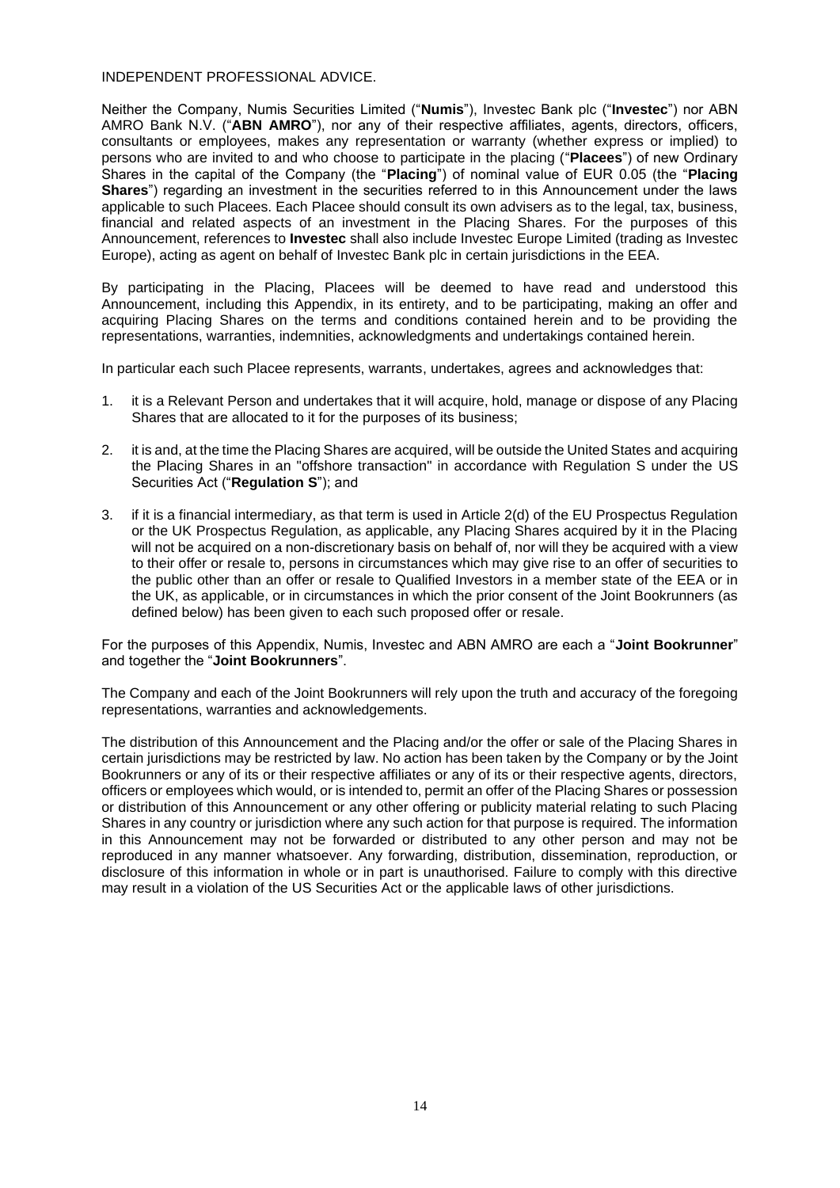INDEPENDENT PROFESSIONAL ADVICE.

Neither the Company, Numis Securities Limited ("**Numis**"), Investec Bank plc ("**Investec**") nor ABN AMRO Bank N.V. ("**ABN AMRO**"), nor any of their respective affiliates, agents, directors, officers, consultants or employees, makes any representation or warranty (whether express or implied) to persons who are invited to and who choose to participate in the placing ("**Placees**") of new Ordinary Shares in the capital of the Company (the "**Placing**") of nominal value of EUR 0.05 (the "**Placing Shares**") regarding an investment in the securities referred to in this Announcement under the laws applicable to such Placees. Each Placee should consult its own advisers as to the legal, tax, business, financial and related aspects of an investment in the Placing Shares. For the purposes of this Announcement, references to **Investec** shall also include Investec Europe Limited (trading as Investec Europe), acting as agent on behalf of Investec Bank plc in certain jurisdictions in the EEA.

By participating in the Placing, Placees will be deemed to have read and understood this Announcement, including this Appendix, in its entirety, and to be participating, making an offer and acquiring Placing Shares on the terms and conditions contained herein and to be providing the representations, warranties, indemnities, acknowledgments and undertakings contained herein.

In particular each such Placee represents, warrants, undertakes, agrees and acknowledges that:

1. it is a Relevant Person and undertakes that it will acquire, hold, manage or dispose of any Placing Shares that are allocated to it for the purposes of its business;
2. it is and, at the time the Placing Shares are acquired, will be outside the United States and acquiring the Placing Shares in an "offshore transaction" in accordance with Regulation S under the US Securities Act ("**Regulation S**"); and
3. if it is a financial intermediary, as that term is used in Article 2(d) of the EU Prospectus Regulation or the UK Prospectus Regulation, as applicable, any Placing Shares acquired by it in the Placing will not be acquired on a non-discretionary basis on behalf of, nor will they be acquired with a view to their offer or resale to, persons in circumstances which may give rise to an offer of securities to the public other than an offer or resale to Qualified Investors in a member state of the EEA or in the UK, as applicable, or in circumstances in which the prior consent of the Joint Bookrunners (as defined below) has been given to each such proposed offer or resale.

For the purposes of this Appendix, Numis, Investec and ABN AMRO are each a "**Joint Bookrunner**" and together the "**Joint Bookrunners**".

The Company and each of the Joint Bookrunners will rely upon the truth and accuracy of the foregoing representations, warranties and acknowledgements.

The distribution of this Announcement and the Placing and/or the offer or sale of the Placing Shares in certain jurisdictions may be restricted by law. No action has been taken by the Company or by the Joint Bookrunners or any of its or their respective affiliates or any of its or their respective agents, directors, officers or employees which would, or is intended to, permit an offer of the Placing Shares or possession or distribution of this Announcement or any other offering or publicity material relating to such Placing Shares in any country or jurisdiction where any such action for that purpose is required. The information in this Announcement may not be forwarded or distributed to any other person and may not be reproduced in any manner whatsoever. Any forwarding, distribution, dissemination, reproduction, or disclosure of this information in whole or in part is unauthorised. Failure to comply with this directive may result in a violation of the US Securities Act or the applicable laws of other jurisdictions.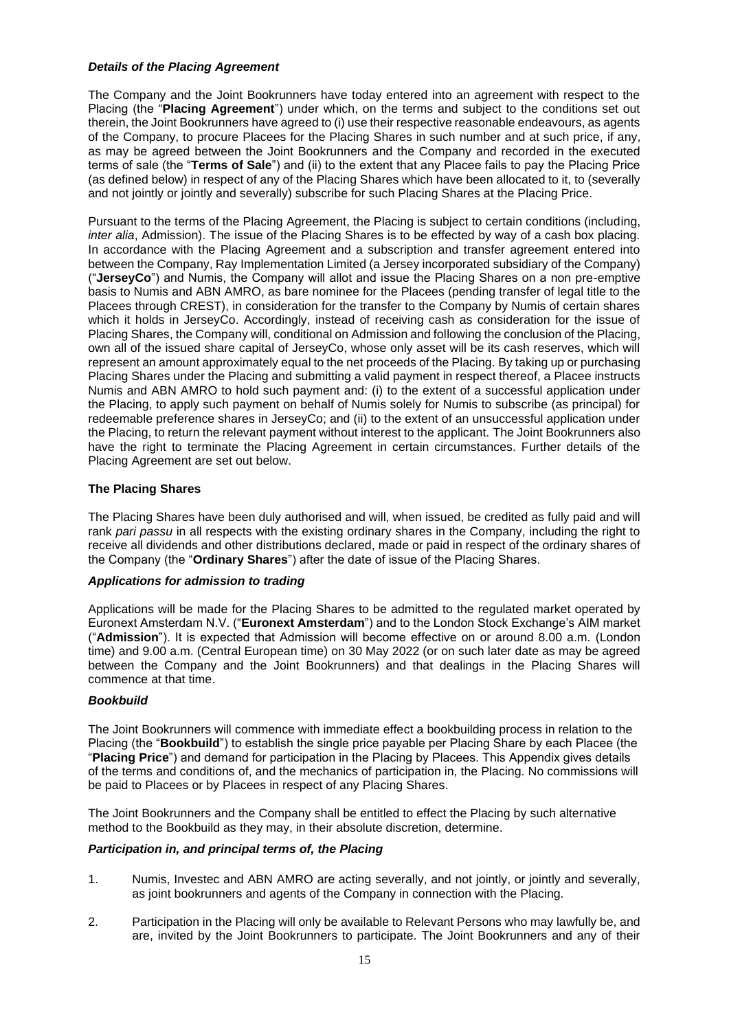### *Details of the Placing Agreement*

The Company and the Joint Bookrunners have today entered into an agreement with respect to the Placing (the "**Placing Agreement**") under which, on the terms and subject to the conditions set out therein, the Joint Bookrunners have agreed to (i) use their respective reasonable endeavours, as agents of the Company, to procure Placees for the Placing Shares in such number and at such price, if any, as may be agreed between the Joint Bookrunners and the Company and recorded in the executed terms of sale (the "**Terms of Sale**") and (ii) to the extent that any Placee fails to pay the Placing Price (as defined below) in respect of any of the Placing Shares which have been allocated to it, to (severally and not jointly or jointly and severally) subscribe for such Placing Shares at the Placing Price.

Pursuant to the terms of the Placing Agreement, the Placing is subject to certain conditions (including, *inter alia*, Admission). The issue of the Placing Shares is to be effected by way of a cash box placing. In accordance with the Placing Agreement and a subscription and transfer agreement entered into between the Company, Ray Implementation Limited (a Jersey incorporated subsidiary of the Company) ("**JerseyCo**") and Numis, the Company will allot and issue the Placing Shares on a non pre-emptive basis to Numis and ABN AMRO, as bare nominee for the Placees (pending transfer of legal title to the Placees through CREST), in consideration for the transfer to the Company by Numis of certain shares which it holds in JerseyCo. Accordingly, instead of receiving cash as consideration for the issue of Placing Shares, the Company will, conditional on Admission and following the conclusion of the Placing, own all of the issued share capital of JerseyCo, whose only asset will be its cash reserves, which will represent an amount approximately equal to the net proceeds of the Placing. By taking up or purchasing Placing Shares under the Placing and submitting a valid payment in respect thereof, a Placee instructs Numis and ABN AMRO to hold such payment and: (i) to the extent of a successful application under the Placing, to apply such payment on behalf of Numis solely for Numis to subscribe (as principal) for redeemable preference shares in JerseyCo; and (ii) to the extent of an unsuccessful application under the Placing, to return the relevant payment without interest to the applicant. The Joint Bookrunners also have the right to terminate the Placing Agreement in certain circumstances. Further details of the Placing Agreement are set out below.

### **The Placing Shares**

The Placing Shares have been duly authorised and will, when issued, be credited as fully paid and will rank *pari passu* in all respects with the existing ordinary shares in the Company, including the right to receive all dividends and other distributions declared, made or paid in respect of the ordinary shares of the Company (the "**Ordinary Shares**") after the date of issue of the Placing Shares.

### *Applications for admission to trading*

Applications will be made for the Placing Shares to be admitted to the regulated market operated by Euronext Amsterdam N.V. ("**Euronext Amsterdam**") and to the London Stock Exchange's AIM market ("**Admission**"). It is expected that Admission will become effective on or around 8.00 a.m. (London time) and 9.00 a.m. (Central European time) on 30 May 2022 (or on such later date as may be agreed between the Company and the Joint Bookrunners) and that dealings in the Placing Shares will commence at that time.

### *Bookbuild*

The Joint Bookrunners will commence with immediate effect a bookbuilding process in relation to the Placing (the "**Bookbuild**") to establish the single price payable per Placing Share by each Placee (the "**Placing Price**") and demand for participation in the Placing by Placees. This Appendix gives details of the terms and conditions of, and the mechanics of participation in, the Placing. No commissions will be paid to Placees or by Placees in respect of any Placing Shares.

The Joint Bookrunners and the Company shall be entitled to effect the Placing by such alternative method to the Bookbuild as they may, in their absolute discretion, determine.

### *Participation in, and principal terms of, the Placing*

1. Numis, Investec and ABN AMRO are acting severally, and not jointly, or jointly and severally, as joint bookrunners and agents of the Company in connection with the Placing.

2. Participation in the Placing will only be available to Relevant Persons who may lawfully be, and are, invited by the Joint Bookrunners to participate. The Joint Bookrunners and any of their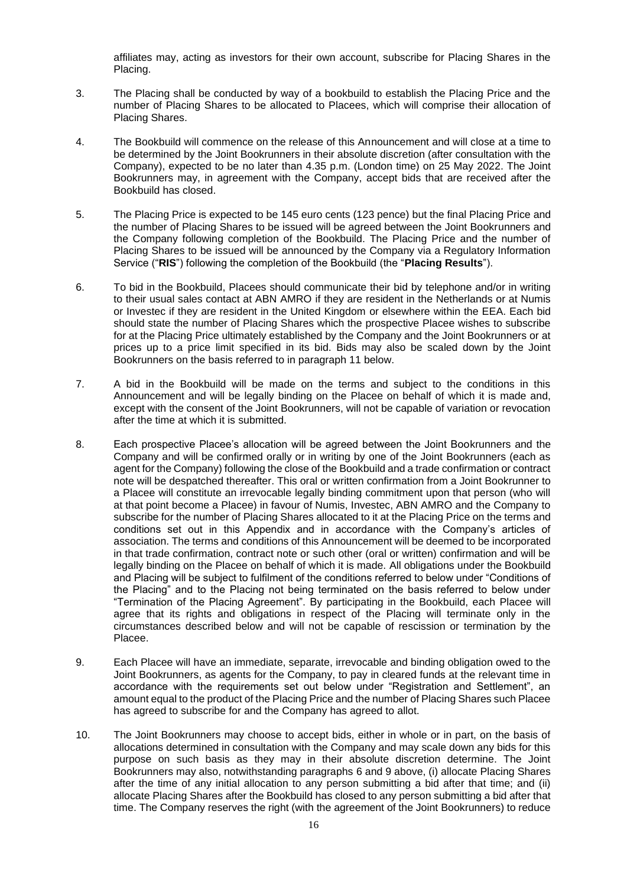affiliates may, acting as investors for their own account, subscribe for Placing Shares in the Placing.

3. The Placing shall be conducted by way of a bookbuild to establish the Placing Price and the number of Placing Shares to be allocated to Placees, which will comprise their allocation of Placing Shares.

4. The Bookbuild will commence on the release of this Announcement and will close at a time to be determined by the Joint Bookrunners in their absolute discretion (after consultation with the Company), expected to be no later than 4.35 p.m. (London time) on 25 May 2022. The Joint Bookrunners may, in agreement with the Company, accept bids that are received after the Bookbuild has closed.

5. The Placing Price is expected to be 145 euro cents (123 pence) but the final Placing Price and the number of Placing Shares to be issued will be agreed between the Joint Bookrunners and the Company following completion of the Bookbuild. The Placing Price and the number of Placing Shares to be issued will be announced by the Company via a Regulatory Information Service ("**RIS**") following the completion of the Bookbuild (the "**Placing Results**").

6. To bid in the Bookbuild, Placees should communicate their bid by telephone and/or in writing to their usual sales contact at ABN AMRO if they are resident in the Netherlands or at Numis or Investec if they are resident in the United Kingdom or elsewhere within the EEA. Each bid should state the number of Placing Shares which the prospective Placee wishes to subscribe for at the Placing Price ultimately established by the Company and the Joint Bookrunners or at prices up to a price limit specified in its bid. Bids may also be scaled down by the Joint Bookrunners on the basis referred to in paragraph 11 below.

7. A bid in the Bookbuild will be made on the terms and subject to the conditions in this Announcement and will be legally binding on the Placee on behalf of which it is made and, except with the consent of the Joint Bookrunners, will not be capable of variation or revocation after the time at which it is submitted.

8. Each prospective Placee's allocation will be agreed between the Joint Bookrunners and the Company and will be confirmed orally or in writing by one of the Joint Bookrunners (each as agent for the Company) following the close of the Bookbuild and a trade confirmation or contract note will be despatched thereafter. This oral or written confirmation from a Joint Bookrunner to a Placee will constitute an irrevocable legally binding commitment upon that person (who will at that point become a Placee) in favour of Numis, Investec, ABN AMRO and the Company to subscribe for the number of Placing Shares allocated to it at the Placing Price on the terms and conditions set out in this Appendix and in accordance with the Company's articles of association. The terms and conditions of this Announcement will be deemed to be incorporated in that trade confirmation, contract note or such other (oral or written) confirmation and will be legally binding on the Placee on behalf of which it is made. All obligations under the Bookbuild and Placing will be subject to fulfilment of the conditions referred to below under "Conditions of the Placing" and to the Placing not being terminated on the basis referred to below under "Termination of the Placing Agreement". By participating in the Bookbuild, each Placee will agree that its rights and obligations in respect of the Placing will terminate only in the circumstances described below and will not be capable of rescission or termination by the Placee.

9. Each Placee will have an immediate, separate, irrevocable and binding obligation owed to the Joint Bookrunners, as agents for the Company, to pay in cleared funds at the relevant time in accordance with the requirements set out below under "Registration and Settlement", an amount equal to the product of the Placing Price and the number of Placing Shares such Placee has agreed to subscribe for and the Company has agreed to allot.

10. The Joint Bookrunners may choose to accept bids, either in whole or in part, on the basis of allocations determined in consultation with the Company and may scale down any bids for this purpose on such basis as they may in their absolute discretion determine. The Joint Bookrunners may also, notwithstanding paragraphs 6 and 9 above, (i) allocate Placing Shares after the time of any initial allocation to any person submitting a bid after that time; and (ii) allocate Placing Shares after the Bookbuild has closed to any person submitting a bid after that time. The Company reserves the right (with the agreement of the Joint Bookrunners) to reduce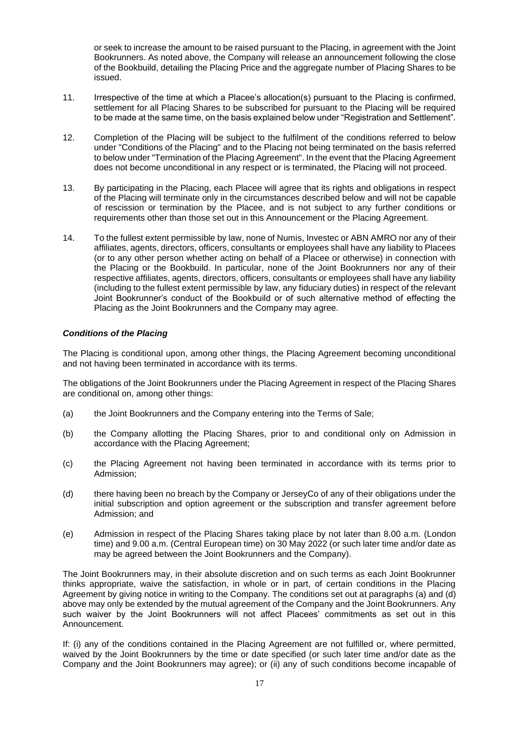or seek to increase the amount to be raised pursuant to the Placing, in agreement with the Joint Bookrunners. As noted above, the Company will release an announcement following the close of the Bookbuild, detailing the Placing Price and the aggregate number of Placing Shares to be issued.

11. Irrespective of the time at which a Placee's allocation(s) pursuant to the Placing is confirmed, settlement for all Placing Shares to be subscribed for pursuant to the Placing will be required to be made at the same time, on the basis explained below under "Registration and Settlement".

12. Completion of the Placing will be subject to the fulfilment of the conditions referred to below under "Conditions of the Placing" and to the Placing not being terminated on the basis referred to below under "Termination of the Placing Agreement". In the event that the Placing Agreement does not become unconditional in any respect or is terminated, the Placing will not proceed.

13. By participating in the Placing, each Placee will agree that its rights and obligations in respect of the Placing will terminate only in the circumstances described below and will not be capable of rescission or termination by the Placee, and is not subject to any further conditions or requirements other than those set out in this Announcement or the Placing Agreement.

14. To the fullest extent permissible by law, none of Numis, Investec or ABN AMRO nor any of their affiliates, agents, directors, officers, consultants or employees shall have any liability to Placees (or to any other person whether acting on behalf of a Placee or otherwise) in connection with the Placing or the Bookbuild. In particular, none of the Joint Bookrunners nor any of their respective affiliates, agents, directors, officers, consultants or employees shall have any liability (including to the fullest extent permissible by law, any fiduciary duties) in respect of the relevant Joint Bookrunner's conduct of the Bookbuild or of such alternative method of effecting the Placing as the Joint Bookrunners and the Company may agree.

***Conditions of the Placing***

The Placing is conditional upon, among other things, the Placing Agreement becoming unconditional and not having been terminated in accordance with its terms.

The obligations of the Joint Bookrunners under the Placing Agreement in respect of the Placing Shares are conditional on, among other things:

(a) the Joint Bookrunners and the Company entering into the Terms of Sale;

(b) the Company allotting the Placing Shares, prior to and conditional only on Admission in accordance with the Placing Agreement;

(c) the Placing Agreement not having been terminated in accordance with its terms prior to Admission;

(d) there having been no breach by the Company or JerseyCo of any of their obligations under the initial subscription and option agreement or the subscription and transfer agreement before Admission; and

(e) Admission in respect of the Placing Shares taking place by not later than 8.00 a.m. (London time) and 9.00 a.m. (Central European time) on 30 May 2022 (or such later time and/or date as may be agreed between the Joint Bookrunners and the Company).

The Joint Bookrunners may, in their absolute discretion and on such terms as each Joint Bookrunner thinks appropriate, waive the satisfaction, in whole or in part, of certain conditions in the Placing Agreement by giving notice in writing to the Company. The conditions set out at paragraphs (a) and (d) above may only be extended by the mutual agreement of the Company and the Joint Bookrunners. Any such waiver by the Joint Bookrunners will not affect Placees' commitments as set out in this Announcement.

If: (i) any of the conditions contained in the Placing Agreement are not fulfilled or, where permitted, waived by the Joint Bookrunners by the time or date specified (or such later time and/or date as the Company and the Joint Bookrunners may agree); or (ii) any of such conditions become incapable of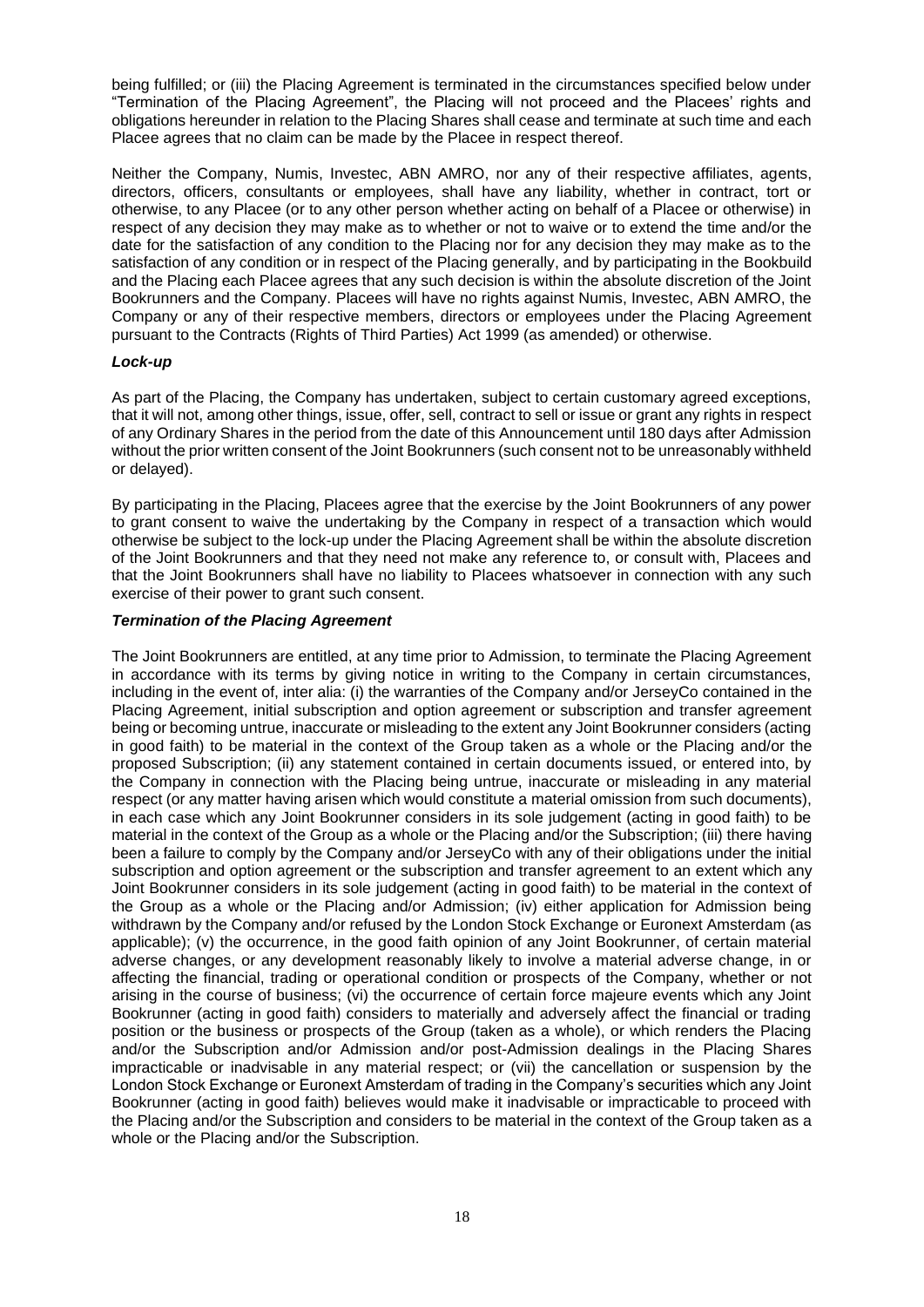being fulfilled; or (iii) the Placing Agreement is terminated in the circumstances specified below under "Termination of the Placing Agreement", the Placing will not proceed and the Placees' rights and obligations hereunder in relation to the Placing Shares shall cease and terminate at such time and each Placee agrees that no claim can be made by the Placee in respect thereof.

Neither the Company, Numis, Investec, ABN AMRO, nor any of their respective affiliates, agents, directors, officers, consultants or employees, shall have any liability, whether in contract, tort or otherwise, to any Placee (or to any other person whether acting on behalf of a Placee or otherwise) in respect of any decision they may make as to whether or not to waive or to extend the time and/or the date for the satisfaction of any condition to the Placing nor for any decision they may make as to the satisfaction of any condition or in respect of the Placing generally, and by participating in the Bookbuild and the Placing each Placee agrees that any such decision is within the absolute discretion of the Joint Bookrunners and the Company. Placees will have no rights against Numis, Investec, ABN AMRO, the Company or any of their respective members, directors or employees under the Placing Agreement pursuant to the Contracts (Rights of Third Parties) Act 1999 (as amended) or otherwise.

***Lock-up***

As part of the Placing, the Company has undertaken, subject to certain customary agreed exceptions, that it will not, among other things, issue, offer, sell, contract to sell or issue or grant any rights in respect of any Ordinary Shares in the period from the date of this Announcement until 180 days after Admission without the prior written consent of the Joint Bookrunners (such consent not to be unreasonably withheld or delayed).

By participating in the Placing, Placees agree that the exercise by the Joint Bookrunners of any power to grant consent to waive the undertaking by the Company in respect of a transaction which would otherwise be subject to the lock-up under the Placing Agreement shall be within the absolute discretion of the Joint Bookrunners and that they need not make any reference to, or consult with, Placees and that the Joint Bookrunners shall have no liability to Placees whatsoever in connection with any such exercise of their power to grant such consent.

***Termination of the Placing Agreement***

The Joint Bookrunners are entitled, at any time prior to Admission, to terminate the Placing Agreement in accordance with its terms by giving notice in writing to the Company in certain circumstances, including in the event of, inter alia: (i) the warranties of the Company and/or JerseyCo contained in the Placing Agreement, initial subscription and option agreement or subscription and transfer agreement being or becoming untrue, inaccurate or misleading to the extent any Joint Bookrunner considers (acting in good faith) to be material in the context of the Group taken as a whole or the Placing and/or the proposed Subscription; (ii) any statement contained in certain documents issued, or entered into, by the Company in connection with the Placing being untrue, inaccurate or misleading in any material respect (or any matter having arisen which would constitute a material omission from such documents), in each case which any Joint Bookrunner considers in its sole judgement (acting in good faith) to be material in the context of the Group as a whole or the Placing and/or the Subscription; (iii) there having been a failure to comply by the Company and/or JerseyCo with any of their obligations under the initial subscription and option agreement or the subscription and transfer agreement to an extent which any Joint Bookrunner considers in its sole judgement (acting in good faith) to be material in the context of the Group as a whole or the Placing and/or Admission; (iv) either application for Admission being withdrawn by the Company and/or refused by the London Stock Exchange or Euronext Amsterdam (as applicable); (v) the occurrence, in the good faith opinion of any Joint Bookrunner, of certain material adverse changes, or any development reasonably likely to involve a material adverse change, in or affecting the financial, trading or operational condition or prospects of the Company, whether or not arising in the course of business; (vi) the occurrence of certain force majeure events which any Joint Bookrunner (acting in good faith) considers to materially and adversely affect the financial or trading position or the business or prospects of the Group (taken as a whole), or which renders the Placing and/or the Subscription and/or Admission and/or post-Admission dealings in the Placing Shares impracticable or inadvisable in any material respect; or (vii) the cancellation or suspension by the London Stock Exchange or Euronext Amsterdam of trading in the Company's securities which any Joint Bookrunner (acting in good faith) believes would make it inadvisable or impracticable to proceed with the Placing and/or the Subscription and considers to be material in the context of the Group taken as a whole or the Placing and/or the Subscription.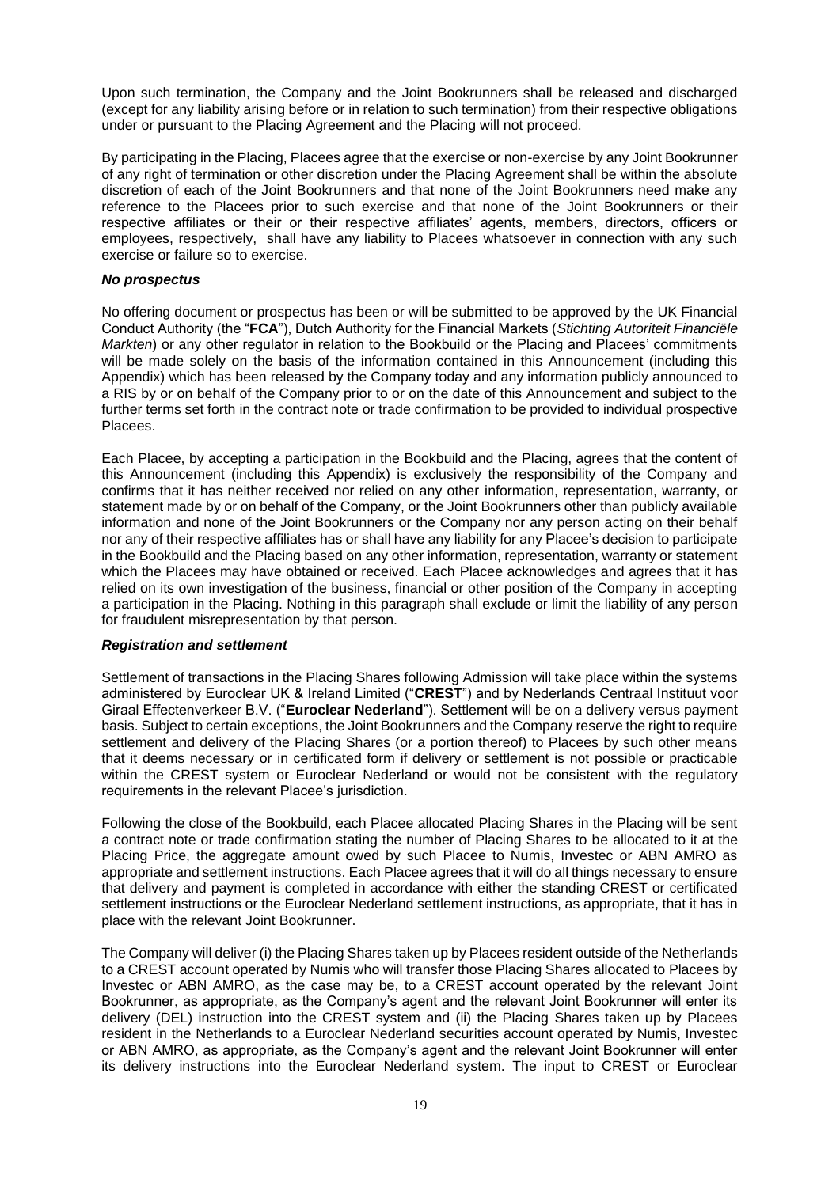Upon such termination, the Company and the Joint Bookrunners shall be released and discharged (except for any liability arising before or in relation to such termination) from their respective obligations under or pursuant to the Placing Agreement and the Placing will not proceed.

By participating in the Placing, Placees agree that the exercise or non-exercise by any Joint Bookrunner of any right of termination or other discretion under the Placing Agreement shall be within the absolute discretion of each of the Joint Bookrunners and that none of the Joint Bookrunners need make any reference to the Placees prior to such exercise and that none of the Joint Bookrunners or their respective affiliates or their or their respective affiliates' agents, members, directors, officers or employees, respectively, shall have any liability to Placees whatsoever in connection with any such exercise or failure so to exercise.

***No prospectus***

No offering document or prospectus has been or will be submitted to be approved by the UK Financial Conduct Authority (the "**FCA**"), Dutch Authority for the Financial Markets (*Stichting Autoriteit Financiële Markten*) or any other regulator in relation to the Bookbuild or the Placing and Placees' commitments will be made solely on the basis of the information contained in this Announcement (including this Appendix) which has been released by the Company today and any information publicly announced to a RIS by or on behalf of the Company prior to or on the date of this Announcement and subject to the further terms set forth in the contract note or trade confirmation to be provided to individual prospective Placees.

Each Placee, by accepting a participation in the Bookbuild and the Placing, agrees that the content of this Announcement (including this Appendix) is exclusively the responsibility of the Company and confirms that it has neither received nor relied on any other information, representation, warranty, or statement made by or on behalf of the Company, or the Joint Bookrunners other than publicly available information and none of the Joint Bookrunners or the Company nor any person acting on their behalf nor any of their respective affiliates has or shall have any liability for any Placee's decision to participate in the Bookbuild and the Placing based on any other information, representation, warranty or statement which the Placees may have obtained or received. Each Placee acknowledges and agrees that it has relied on its own investigation of the business, financial or other position of the Company in accepting a participation in the Placing. Nothing in this paragraph shall exclude or limit the liability of any person for fraudulent misrepresentation by that person.

***Registration and settlement***

Settlement of transactions in the Placing Shares following Admission will take place within the systems administered by Euroclear UK & Ireland Limited ("**CREST**") and by Nederlands Centraal Instituut voor Giraal Effectenverkeer B.V. ("**Euroclear Nederland**"). Settlement will be on a delivery versus payment basis. Subject to certain exceptions, the Joint Bookrunners and the Company reserve the right to require settlement and delivery of the Placing Shares (or a portion thereof) to Placees by such other means that it deems necessary or in certificated form if delivery or settlement is not possible or practicable within the CREST system or Euroclear Nederland or would not be consistent with the regulatory requirements in the relevant Placee's jurisdiction.

Following the close of the Bookbuild, each Placee allocated Placing Shares in the Placing will be sent a contract note or trade confirmation stating the number of Placing Shares to be allocated to it at the Placing Price, the aggregate amount owed by such Placee to Numis, Investec or ABN AMRO as appropriate and settlement instructions. Each Placee agrees that it will do all things necessary to ensure that delivery and payment is completed in accordance with either the standing CREST or certificated settlement instructions or the Euroclear Nederland settlement instructions, as appropriate, that it has in place with the relevant Joint Bookrunner.

The Company will deliver (i) the Placing Shares taken up by Placees resident outside of the Netherlands to a CREST account operated by Numis who will transfer those Placing Shares allocated to Placees by Investec or ABN AMRO, as the case may be, to a CREST account operated by the relevant Joint Bookrunner, as appropriate, as the Company's agent and the relevant Joint Bookrunner will enter its delivery (DEL) instruction into the CREST system and (ii) the Placing Shares taken up by Placees resident in the Netherlands to a Euroclear Nederland securities account operated by Numis, Investec or ABN AMRO, as appropriate, as the Company's agent and the relevant Joint Bookrunner will enter its delivery instructions into the Euroclear Nederland system. The input to CREST or Euroclear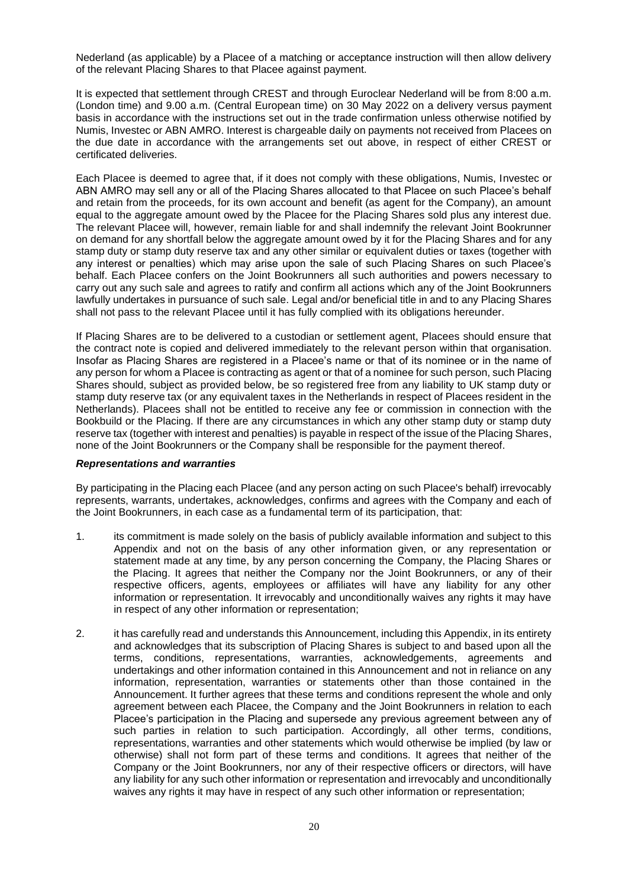Nederland (as applicable) by a Placee of a matching or acceptance instruction will then allow delivery of the relevant Placing Shares to that Placee against payment.

It is expected that settlement through CREST and through Euroclear Nederland will be from 8:00 a.m. (London time) and 9.00 a.m. (Central European time) on 30 May 2022 on a delivery versus payment basis in accordance with the instructions set out in the trade confirmation unless otherwise notified by Numis, Investec or ABN AMRO. Interest is chargeable daily on payments not received from Placees on the due date in accordance with the arrangements set out above, in respect of either CREST or certificated deliveries.

Each Placee is deemed to agree that, if it does not comply with these obligations, Numis, Investec or ABN AMRO may sell any or all of the Placing Shares allocated to that Placee on such Placee's behalf and retain from the proceeds, for its own account and benefit (as agent for the Company), an amount equal to the aggregate amount owed by the Placee for the Placing Shares sold plus any interest due. The relevant Placee will, however, remain liable for and shall indemnify the relevant Joint Bookrunner on demand for any shortfall below the aggregate amount owed by it for the Placing Shares and for any stamp duty or stamp duty reserve tax and any other similar or equivalent duties or taxes (together with any interest or penalties) which may arise upon the sale of such Placing Shares on such Placee's behalf. Each Placee confers on the Joint Bookrunners all such authorities and powers necessary to carry out any such sale and agrees to ratify and confirm all actions which any of the Joint Bookrunners lawfully undertakes in pursuance of such sale. Legal and/or beneficial title in and to any Placing Shares shall not pass to the relevant Placee until it has fully complied with its obligations hereunder.

If Placing Shares are to be delivered to a custodian or settlement agent, Placees should ensure that the contract note is copied and delivered immediately to the relevant person within that organisation. Insofar as Placing Shares are registered in a Placee's name or that of its nominee or in the name of any person for whom a Placee is contracting as agent or that of a nominee for such person, such Placing Shares should, subject as provided below, be so registered free from any liability to UK stamp duty or stamp duty reserve tax (or any equivalent taxes in the Netherlands in respect of Placees resident in the Netherlands). Placees shall not be entitled to receive any fee or commission in connection with the Bookbuild or the Placing. If there are any circumstances in which any other stamp duty or stamp duty reserve tax (together with interest and penalties) is payable in respect of the issue of the Placing Shares, none of the Joint Bookrunners or the Company shall be responsible for the payment thereof.

***Representations and warranties***

By participating in the Placing each Placee (and any person acting on such Placee's behalf) irrevocably represents, warrants, undertakes, acknowledges, confirms and agrees with the Company and each of the Joint Bookrunners, in each case as a fundamental term of its participation, that:

1. its commitment is made solely on the basis of publicly available information and subject to this Appendix and not on the basis of any other information given, or any representation or statement made at any time, by any person concerning the Company, the Placing Shares or the Placing. It agrees that neither the Company nor the Joint Bookrunners, or any of their respective officers, agents, employees or affiliates will have any liability for any other information or representation. It irrevocably and unconditionally waives any rights it may have in respect of any other information or representation;

2. it has carefully read and understands this Announcement, including this Appendix, in its entirety and acknowledges that its subscription of Placing Shares is subject to and based upon all the terms, conditions, representations, warranties, acknowledgements, agreements and undertakings and other information contained in this Announcement and not in reliance on any information, representation, warranties or statements other than those contained in the Announcement. It further agrees that these terms and conditions represent the whole and only agreement between each Placee, the Company and the Joint Bookrunners in relation to each Placee's participation in the Placing and supersede any previous agreement between any of such parties in relation to such participation. Accordingly, all other terms, conditions, representations, warranties and other statements which would otherwise be implied (by law or otherwise) shall not form part of these terms and conditions. It agrees that neither of the Company or the Joint Bookrunners, nor any of their respective officers or directors, will have any liability for any such other information or representation and irrevocably and unconditionally waives any rights it may have in respect of any such other information or representation;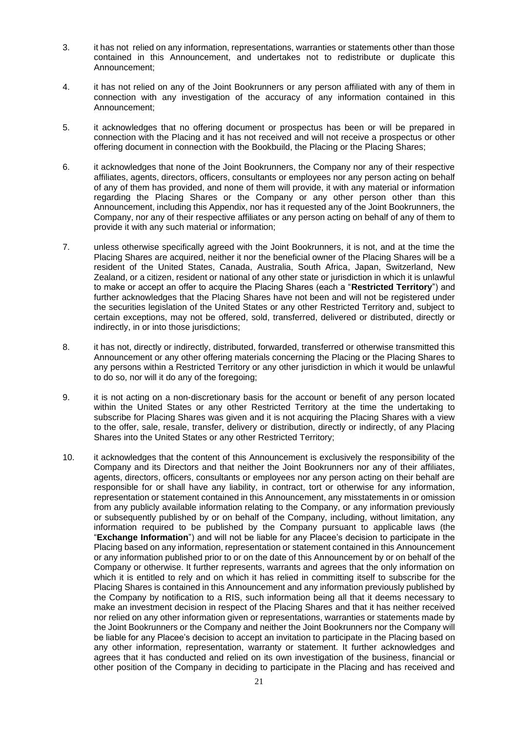3. it has not relied on any information, representations, warranties or statements other than those contained in this Announcement, and undertakes not to redistribute or duplicate this Announcement;

4. it has not relied on any of the Joint Bookrunners or any person affiliated with any of them in connection with any investigation of the accuracy of any information contained in this Announcement;

5. it acknowledges that no offering document or prospectus has been or will be prepared in connection with the Placing and it has not received and will not receive a prospectus or other offering document in connection with the Bookbuild, the Placing or the Placing Shares;

6. it acknowledges that none of the Joint Bookrunners, the Company nor any of their respective affiliates, agents, directors, officers, consultants or employees nor any person acting on behalf of any of them has provided, and none of them will provide, it with any material or information regarding the Placing Shares or the Company or any other person other than this Announcement, including this Appendix, nor has it requested any of the Joint Bookrunners, the Company, nor any of their respective affiliates or any person acting on behalf of any of them to provide it with any such material or information;

7. unless otherwise specifically agreed with the Joint Bookrunners, it is not, and at the time the Placing Shares are acquired, neither it nor the beneficial owner of the Placing Shares will be a resident of the United States, Canada, Australia, South Africa, Japan, Switzerland, New Zealand, or a citizen, resident or national of any other state or jurisdiction in which it is unlawful to make or accept an offer to acquire the Placing Shares (each a "**Restricted Territory**") and further acknowledges that the Placing Shares have not been and will not be registered under the securities legislation of the United States or any other Restricted Territory and, subject to certain exceptions, may not be offered, sold, transferred, delivered or distributed, directly or indirectly, in or into those jurisdictions;

8. it has not, directly or indirectly, distributed, forwarded, transferred or otherwise transmitted this Announcement or any other offering materials concerning the Placing or the Placing Shares to any persons within a Restricted Territory or any other jurisdiction in which it would be unlawful to do so, nor will it do any of the foregoing;

9. it is not acting on a non-discretionary basis for the account or benefit of any person located within the United States or any other Restricted Territory at the time the undertaking to subscribe for Placing Shares was given and it is not acquiring the Placing Shares with a view to the offer, sale, resale, transfer, delivery or distribution, directly or indirectly, of any Placing Shares into the United States or any other Restricted Territory;

10. it acknowledges that the content of this Announcement is exclusively the responsibility of the Company and its Directors and that neither the Joint Bookrunners nor any of their affiliates, agents, directors, officers, consultants or employees nor any person acting on their behalf are responsible for or shall have any liability, in contract, tort or otherwise for any information, representation or statement contained in this Announcement, any misstatements in or omission from any publicly available information relating to the Company, or any information previously or subsequently published by or on behalf of the Company, including, without limitation, any information required to be published by the Company pursuant to applicable laws (the "**Exchange Information**") and will not be liable for any Placee's decision to participate in the Placing based on any information, representation or statement contained in this Announcement or any information published prior to or on the date of this Announcement by or on behalf of the Company or otherwise. It further represents, warrants and agrees that the only information on which it is entitled to rely and on which it has relied in committing itself to subscribe for the Placing Shares is contained in this Announcement and any information previously published by the Company by notification to a RIS, such information being all that it deems necessary to make an investment decision in respect of the Placing Shares and that it has neither received nor relied on any other information given or representations, warranties or statements made by the Joint Bookrunners or the Company and neither the Joint Bookrunners nor the Company will be liable for any Placee's decision to accept an invitation to participate in the Placing based on any other information, representation, warranty or statement. It further acknowledges and agrees that it has conducted and relied on its own investigation of the business, financial or other position of the Company in deciding to participate in the Placing and has received and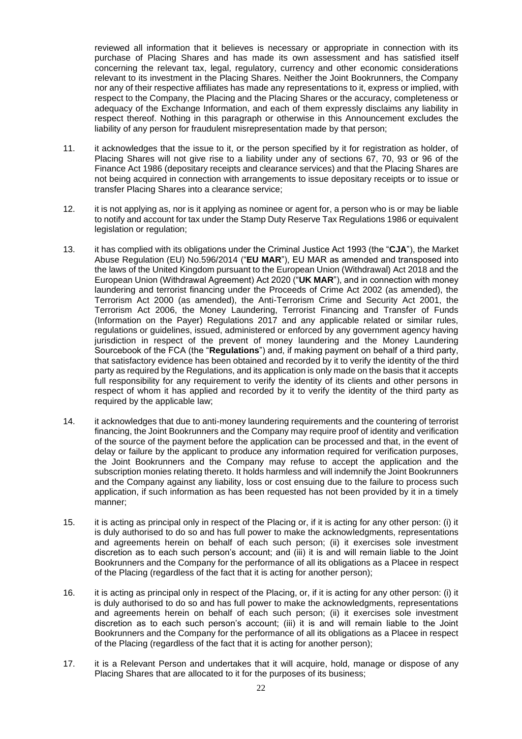reviewed all information that it believes is necessary or appropriate in connection with its purchase of Placing Shares and has made its own assessment and has satisfied itself concerning the relevant tax, legal, regulatory, currency and other economic considerations relevant to its investment in the Placing Shares. Neither the Joint Bookrunners, the Company nor any of their respective affiliates has made any representations to it, express or implied, with respect to the Company, the Placing and the Placing Shares or the accuracy, completeness or adequacy of the Exchange Information, and each of them expressly disclaims any liability in respect thereof. Nothing in this paragraph or otherwise in this Announcement excludes the liability of any person for fraudulent misrepresentation made by that person;

11. it acknowledges that the issue to it, or the person specified by it for registration as holder, of Placing Shares will not give rise to a liability under any of sections 67, 70, 93 or 96 of the Finance Act 1986 (depositary receipts and clearance services) and that the Placing Shares are not being acquired in connection with arrangements to issue depositary receipts or to issue or transfer Placing Shares into a clearance service;

12. it is not applying as, nor is it applying as nominee or agent for, a person who is or may be liable to notify and account for tax under the Stamp Duty Reserve Tax Regulations 1986 or equivalent legislation or regulation;

13. it has complied with its obligations under the Criminal Justice Act 1993 (the "**CJA**"), the Market Abuse Regulation (EU) No.596/2014 ("**EU MAR**"), EU MAR as amended and transposed into the laws of the United Kingdom pursuant to the European Union (Withdrawal) Act 2018 and the European Union (Withdrawal Agreement) Act 2020 ("**UK MAR**"), and in connection with money laundering and terrorist financing under the Proceeds of Crime Act 2002 (as amended), the Terrorism Act 2000 (as amended), the Anti-Terrorism Crime and Security Act 2001, the Terrorism Act 2006, the Money Laundering, Terrorist Financing and Transfer of Funds (Information on the Payer) Regulations 2017 and any applicable related or similar rules, regulations or guidelines, issued, administered or enforced by any government agency having jurisdiction in respect of the prevent of money laundering and the Money Laundering Sourcebook of the FCA (the "**Regulations**") and, if making payment on behalf of a third party, that satisfactory evidence has been obtained and recorded by it to verify the identity of the third party as required by the Regulations, and its application is only made on the basis that it accepts full responsibility for any requirement to verify the identity of its clients and other persons in respect of whom it has applied and recorded by it to verify the identity of the third party as required by the applicable law;

14. it acknowledges that due to anti-money laundering requirements and the countering of terrorist financing, the Joint Bookrunners and the Company may require proof of identity and verification of the source of the payment before the application can be processed and that, in the event of delay or failure by the applicant to produce any information required for verification purposes, the Joint Bookrunners and the Company may refuse to accept the application and the subscription monies relating thereto. It holds harmless and will indemnify the Joint Bookrunners and the Company against any liability, loss or cost ensuing due to the failure to process such application, if such information as has been requested has not been provided by it in a timely manner;

15. it is acting as principal only in respect of the Placing or, if it is acting for any other person: (i) it is duly authorised to do so and has full power to make the acknowledgments, representations and agreements herein on behalf of each such person; (ii) it exercises sole investment discretion as to each such person's account; and (iii) it is and will remain liable to the Joint Bookrunners and the Company for the performance of all its obligations as a Placee in respect of the Placing (regardless of the fact that it is acting for another person);

16. it is acting as principal only in respect of the Placing, or, if it is acting for any other person: (i) it is duly authorised to do so and has full power to make the acknowledgments, representations and agreements herein on behalf of each such person; (ii) it exercises sole investment discretion as to each such person's account; (iii) it is and will remain liable to the Joint Bookrunners and the Company for the performance of all its obligations as a Placee in respect of the Placing (regardless of the fact that it is acting for another person);

17. it is a Relevant Person and undertakes that it will acquire, hold, manage or dispose of any Placing Shares that are allocated to it for the purposes of its business;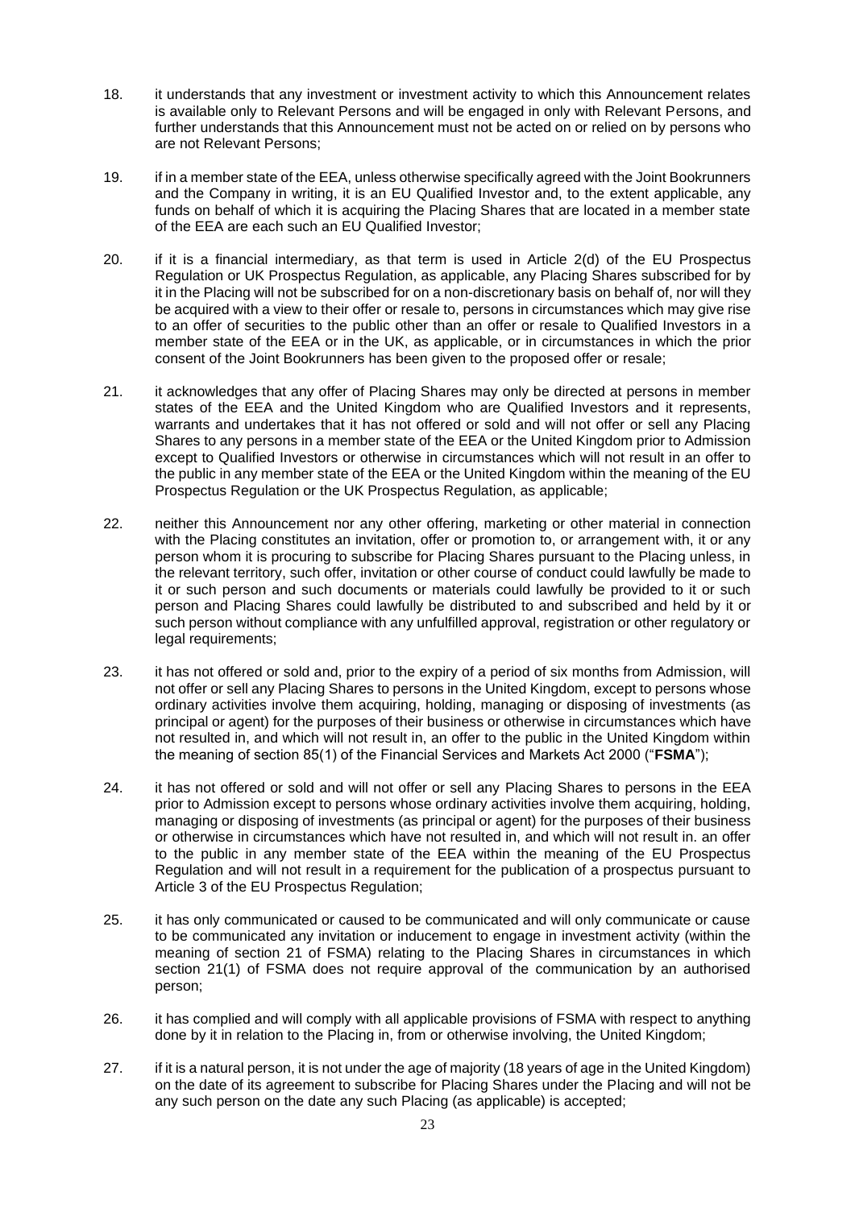18. it understands that any investment or investment activity to which this Announcement relates is available only to Relevant Persons and will be engaged in only with Relevant Persons, and further understands that this Announcement must not be acted on or relied on by persons who are not Relevant Persons;

19. if in a member state of the EEA, unless otherwise specifically agreed with the Joint Bookrunners and the Company in writing, it is an EU Qualified Investor and, to the extent applicable, any funds on behalf of which it is acquiring the Placing Shares that are located in a member state of the EEA are each such an EU Qualified Investor;

20. if it is a financial intermediary, as that term is used in Article 2(d) of the EU Prospectus Regulation or UK Prospectus Regulation, as applicable, any Placing Shares subscribed for by it in the Placing will not be subscribed for on a non-discretionary basis on behalf of, nor will they be acquired with a view to their offer or resale to, persons in circumstances which may give rise to an offer of securities to the public other than an offer or resale to Qualified Investors in a member state of the EEA or in the UK, as applicable, or in circumstances in which the prior consent of the Joint Bookrunners has been given to the proposed offer or resale;

21. it acknowledges that any offer of Placing Shares may only be directed at persons in member states of the EEA and the United Kingdom who are Qualified Investors and it represents, warrants and undertakes that it has not offered or sold and will not offer or sell any Placing Shares to any persons in a member state of the EEA or the United Kingdom prior to Admission except to Qualified Investors or otherwise in circumstances which will not result in an offer to the public in any member state of the EEA or the United Kingdom within the meaning of the EU Prospectus Regulation or the UK Prospectus Regulation, as applicable;

22. neither this Announcement nor any other offering, marketing or other material in connection with the Placing constitutes an invitation, offer or promotion to, or arrangement with, it or any person whom it is procuring to subscribe for Placing Shares pursuant to the Placing unless, in the relevant territory, such offer, invitation or other course of conduct could lawfully be made to it or such person and such documents or materials could lawfully be provided to it or such person and Placing Shares could lawfully be distributed to and subscribed and held by it or such person without compliance with any unfulfilled approval, registration or other regulatory or legal requirements;

23. it has not offered or sold and, prior to the expiry of a period of six months from Admission, will not offer or sell any Placing Shares to persons in the United Kingdom, except to persons whose ordinary activities involve them acquiring, holding, managing or disposing of investments (as principal or agent) for the purposes of their business or otherwise in circumstances which have not resulted in, and which will not result in, an offer to the public in the United Kingdom within the meaning of section 85(1) of the Financial Services and Markets Act 2000 ("**FSMA**");

24. it has not offered or sold and will not offer or sell any Placing Shares to persons in the EEA prior to Admission except to persons whose ordinary activities involve them acquiring, holding, managing or disposing of investments (as principal or agent) for the purposes of their business or otherwise in circumstances which have not resulted in, and which will not result in. an offer to the public in any member state of the EEA within the meaning of the EU Prospectus Regulation and will not result in a requirement for the publication of a prospectus pursuant to Article 3 of the EU Prospectus Regulation;

25. it has only communicated or caused to be communicated and will only communicate or cause to be communicated any invitation or inducement to engage in investment activity (within the meaning of section 21 of FSMA) relating to the Placing Shares in circumstances in which section 21(1) of FSMA does not require approval of the communication by an authorised person;

26. it has complied and will comply with all applicable provisions of FSMA with respect to anything done by it in relation to the Placing in, from or otherwise involving, the United Kingdom;

27. if it is a natural person, it is not under the age of majority (18 years of age in the United Kingdom) on the date of its agreement to subscribe for Placing Shares under the Placing and will not be any such person on the date any such Placing (as applicable) is accepted;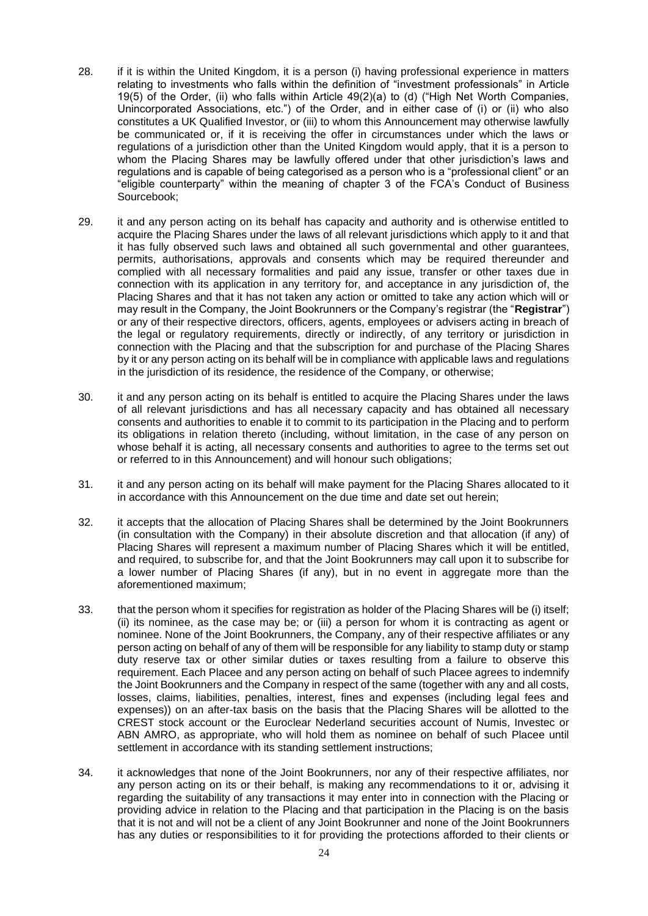28. if it is within the United Kingdom, it is a person (i) having professional experience in matters relating to investments who falls within the definition of "investment professionals" in Article 19(5) of the Order, (ii) who falls within Article 49(2)(a) to (d) ("High Net Worth Companies, Unincorporated Associations, etc.") of the Order, and in either case of (i) or (ii) who also constitutes a UK Qualified Investor, or (iii) to whom this Announcement may otherwise lawfully be communicated or, if it is receiving the offer in circumstances under which the laws or regulations of a jurisdiction other than the United Kingdom would apply, that it is a person to whom the Placing Shares may be lawfully offered under that other jurisdiction's laws and regulations and is capable of being categorised as a person who is a "professional client" or an "eligible counterparty" within the meaning of chapter 3 of the FCA's Conduct of Business Sourcebook;

29. it and any person acting on its behalf has capacity and authority and is otherwise entitled to acquire the Placing Shares under the laws of all relevant jurisdictions which apply to it and that it has fully observed such laws and obtained all such governmental and other guarantees, permits, authorisations, approvals and consents which may be required thereunder and complied with all necessary formalities and paid any issue, transfer or other taxes due in connection with its application in any territory for, and acceptance in any jurisdiction of, the Placing Shares and that it has not taken any action or omitted to take any action which will or may result in the Company, the Joint Bookrunners or the Company's registrar (the "**Registrar**") or any of their respective directors, officers, agents, employees or advisers acting in breach of the legal or regulatory requirements, directly or indirectly, of any territory or jurisdiction in connection with the Placing and that the subscription for and purchase of the Placing Shares by it or any person acting on its behalf will be in compliance with applicable laws and regulations in the jurisdiction of its residence, the residence of the Company, or otherwise;

30. it and any person acting on its behalf is entitled to acquire the Placing Shares under the laws of all relevant jurisdictions and has all necessary capacity and has obtained all necessary consents and authorities to enable it to commit to its participation in the Placing and to perform its obligations in relation thereto (including, without limitation, in the case of any person on whose behalf it is acting, all necessary consents and authorities to agree to the terms set out or referred to in this Announcement) and will honour such obligations;

31. it and any person acting on its behalf will make payment for the Placing Shares allocated to it in accordance with this Announcement on the due time and date set out herein;

32. it accepts that the allocation of Placing Shares shall be determined by the Joint Bookrunners (in consultation with the Company) in their absolute discretion and that allocation (if any) of Placing Shares will represent a maximum number of Placing Shares which it will be entitled, and required, to subscribe for, and that the Joint Bookrunners may call upon it to subscribe for a lower number of Placing Shares (if any), but in no event in aggregate more than the aforementioned maximum;

33. that the person whom it specifies for registration as holder of the Placing Shares will be (i) itself; (ii) its nominee, as the case may be; or (iii) a person for whom it is contracting as agent or nominee. None of the Joint Bookrunners, the Company, any of their respective affiliates or any person acting on behalf of any of them will be responsible for any liability to stamp duty or stamp duty reserve tax or other similar duties or taxes resulting from a failure to observe this requirement. Each Placee and any person acting on behalf of such Placee agrees to indemnify the Joint Bookrunners and the Company in respect of the same (together with any and all costs, losses, claims, liabilities, penalties, interest, fines and expenses (including legal fees and expenses)) on an after-tax basis on the basis that the Placing Shares will be allotted to the CREST stock account or the Euroclear Nederland securities account of Numis, Investec or ABN AMRO, as appropriate, who will hold them as nominee on behalf of such Placee until settlement in accordance with its standing settlement instructions;

34. it acknowledges that none of the Joint Bookrunners, nor any of their respective affiliates, nor any person acting on its or their behalf, is making any recommendations to it or, advising it regarding the suitability of any transactions it may enter into in connection with the Placing or providing advice in relation to the Placing and that participation in the Placing is on the basis that it is not and will not be a client of any Joint Bookrunner and none of the Joint Bookrunners has any duties or responsibilities to it for providing the protections afforded to their clients or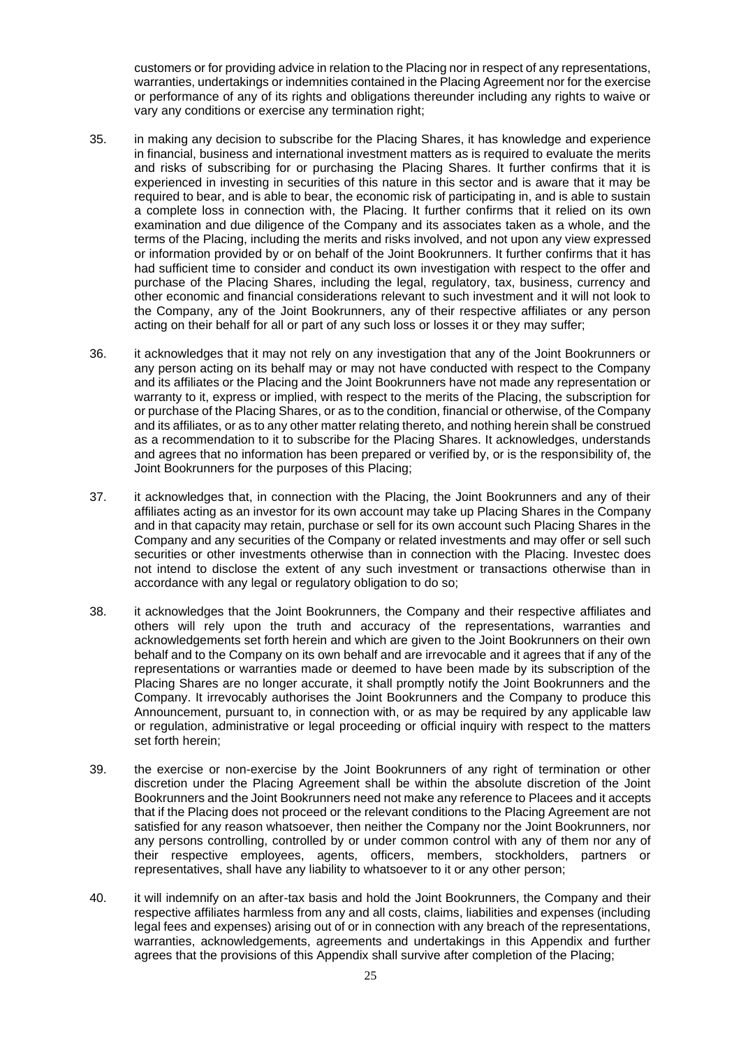customers or for providing advice in relation to the Placing nor in respect of any representations, warranties, undertakings or indemnities contained in the Placing Agreement nor for the exercise or performance of any of its rights and obligations thereunder including any rights to waive or vary any conditions or exercise any termination right;

35. in making any decision to subscribe for the Placing Shares, it has knowledge and experience in financial, business and international investment matters as is required to evaluate the merits and risks of subscribing for or purchasing the Placing Shares. It further confirms that it is experienced in investing in securities of this nature in this sector and is aware that it may be required to bear, and is able to bear, the economic risk of participating in, and is able to sustain a complete loss in connection with, the Placing. It further confirms that it relied on its own examination and due diligence of the Company and its associates taken as a whole, and the terms of the Placing, including the merits and risks involved, and not upon any view expressed or information provided by or on behalf of the Joint Bookrunners. It further confirms that it has had sufficient time to consider and conduct its own investigation with respect to the offer and purchase of the Placing Shares, including the legal, regulatory, tax, business, currency and other economic and financial considerations relevant to such investment and it will not look to the Company, any of the Joint Bookrunners, any of their respective affiliates or any person acting on their behalf for all or part of any such loss or losses it or they may suffer;

36. it acknowledges that it may not rely on any investigation that any of the Joint Bookrunners or any person acting on its behalf may or may not have conducted with respect to the Company and its affiliates or the Placing and the Joint Bookrunners have not made any representation or warranty to it, express or implied, with respect to the merits of the Placing, the subscription for or purchase of the Placing Shares, or as to the condition, financial or otherwise, of the Company and its affiliates, or as to any other matter relating thereto, and nothing herein shall be construed as a recommendation to it to subscribe for the Placing Shares. It acknowledges, understands and agrees that no information has been prepared or verified by, or is the responsibility of, the Joint Bookrunners for the purposes of this Placing;

37. it acknowledges that, in connection with the Placing, the Joint Bookrunners and any of their affiliates acting as an investor for its own account may take up Placing Shares in the Company and in that capacity may retain, purchase or sell for its own account such Placing Shares in the Company and any securities of the Company or related investments and may offer or sell such securities or other investments otherwise than in connection with the Placing. Investec does not intend to disclose the extent of any such investment or transactions otherwise than in accordance with any legal or regulatory obligation to do so;

38. it acknowledges that the Joint Bookrunners, the Company and their respective affiliates and others will rely upon the truth and accuracy of the representations, warranties and acknowledgements set forth herein and which are given to the Joint Bookrunners on their own behalf and to the Company on its own behalf and are irrevocable and it agrees that if any of the representations or warranties made or deemed to have been made by its subscription of the Placing Shares are no longer accurate, it shall promptly notify the Joint Bookrunners and the Company. It irrevocably authorises the Joint Bookrunners and the Company to produce this Announcement, pursuant to, in connection with, or as may be required by any applicable law or regulation, administrative or legal proceeding or official inquiry with respect to the matters set forth herein;

39. the exercise or non-exercise by the Joint Bookrunners of any right of termination or other discretion under the Placing Agreement shall be within the absolute discretion of the Joint Bookrunners and the Joint Bookrunners need not make any reference to Placees and it accepts that if the Placing does not proceed or the relevant conditions to the Placing Agreement are not satisfied for any reason whatsoever, then neither the Company nor the Joint Bookrunners, nor any persons controlling, controlled by or under common control with any of them nor any of their respective employees, agents, officers, members, stockholders, partners or representatives, shall have any liability to whatsoever to it or any other person;

40. it will indemnify on an after-tax basis and hold the Joint Bookrunners, the Company and their respective affiliates harmless from any and all costs, claims, liabilities and expenses (including legal fees and expenses) arising out of or in connection with any breach of the representations, warranties, acknowledgements, agreements and undertakings in this Appendix and further agrees that the provisions of this Appendix shall survive after completion of the Placing;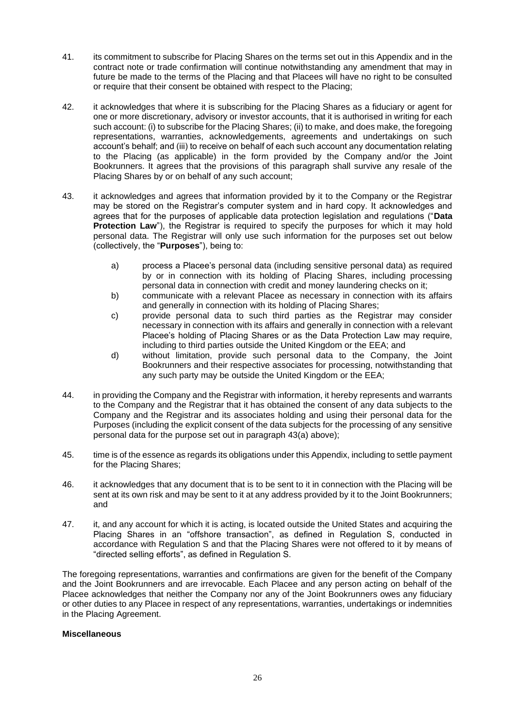41. its commitment to subscribe for Placing Shares on the terms set out in this Appendix and in the contract note or trade confirmation will continue notwithstanding any amendment that may in future be made to the terms of the Placing and that Placees will have no right to be consulted or require that their consent be obtained with respect to the Placing;

42. it acknowledges that where it is subscribing for the Placing Shares as a fiduciary or agent for one or more discretionary, advisory or investor accounts, that it is authorised in writing for each such account: (i) to subscribe for the Placing Shares; (ii) to make, and does make, the foregoing representations, warranties, acknowledgements, agreements and undertakings on such account's behalf; and (iii) to receive on behalf of each such account any documentation relating to the Placing (as applicable) in the form provided by the Company and/or the Joint Bookrunners. It agrees that the provisions of this paragraph shall survive any resale of the Placing Shares by or on behalf of any such account;

43. it acknowledges and agrees that information provided by it to the Company or the Registrar may be stored on the Registrar's computer system and in hard copy. It acknowledges and agrees that for the purposes of applicable data protection legislation and regulations ("**Data Protection Law**"), the Registrar is required to specify the purposes for which it may hold personal data. The Registrar will only use such information for the purposes set out below (collectively, the "**Purposes**"), being to:

    a) process a Placee's personal data (including sensitive personal data) as required by or in connection with its holding of Placing Shares, including processing personal data in connection with credit and money laundering checks on it;
    b) communicate with a relevant Placee as necessary in connection with its affairs and generally in connection with its holding of Placing Shares;
    c) provide personal data to such third parties as the Registrar may consider necessary in connection with its affairs and generally in connection with a relevant Placee's holding of Placing Shares or as the Data Protection Law may require, including to third parties outside the United Kingdom or the EEA; and
    d) without limitation, provide such personal data to the Company, the Joint Bookrunners and their respective associates for processing, notwithstanding that any such party may be outside the United Kingdom or the EEA;

44. in providing the Company and the Registrar with information, it hereby represents and warrants to the Company and the Registrar that it has obtained the consent of any data subjects to the Company and the Registrar and its associates holding and using their personal data for the Purposes (including the explicit consent of the data subjects for the processing of any sensitive personal data for the purpose set out in paragraph 43(a) above);

45. time is of the essence as regards its obligations under this Appendix, including to settle payment for the Placing Shares;

46. it acknowledges that any document that is to be sent to it in connection with the Placing will be sent at its own risk and may be sent to it at any address provided by it to the Joint Bookrunners; and

47. it, and any account for which it is acting, is located outside the United States and acquiring the Placing Shares in an "offshore transaction", as defined in Regulation S, conducted in accordance with Regulation S and that the Placing Shares were not offered to it by means of "directed selling efforts", as defined in Regulation S.

The foregoing representations, warranties and confirmations are given for the benefit of the Company and the Joint Bookrunners and are irrevocable. Each Placee and any person acting on behalf of the Placee acknowledges that neither the Company nor any of the Joint Bookrunners owes any fiduciary or other duties to any Placee in respect of any representations, warranties, undertakings or indemnities in the Placing Agreement.

**Miscellaneous**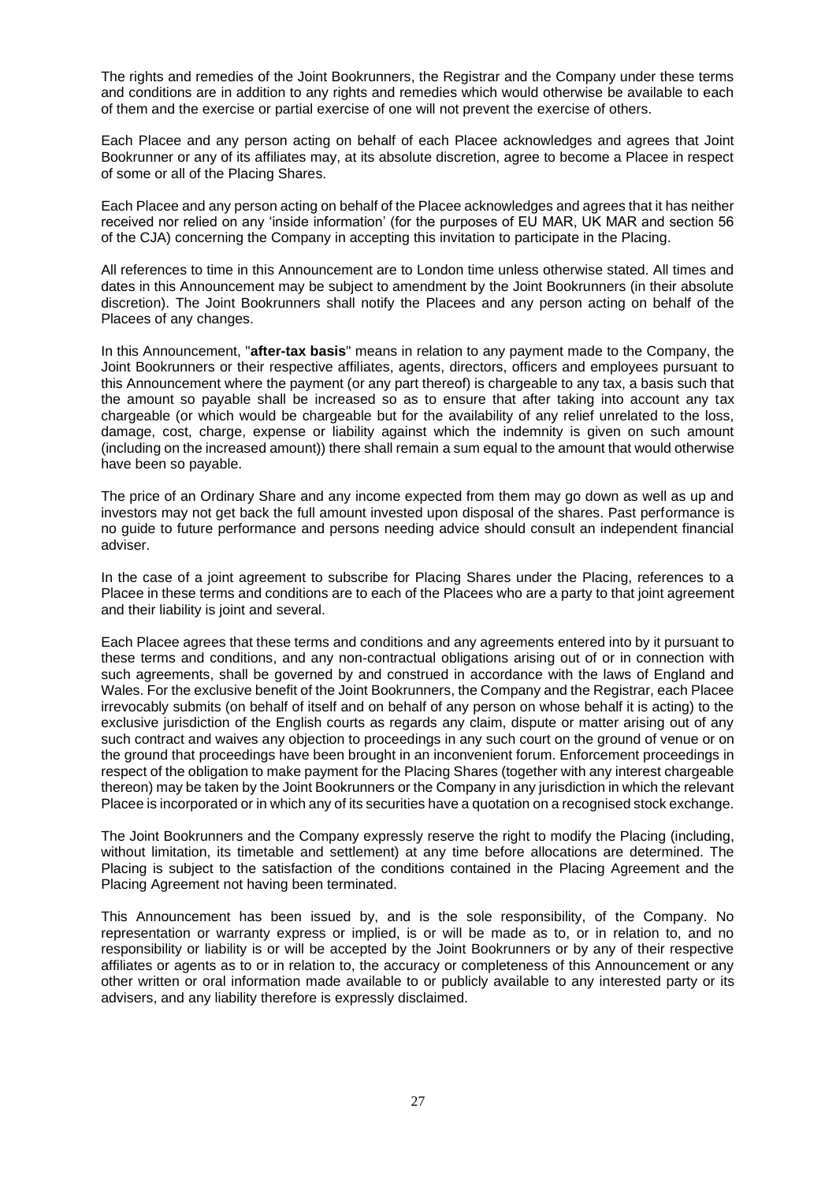The rights and remedies of the Joint Bookrunners, the Registrar and the Company under these terms and conditions are in addition to any rights and remedies which would otherwise be available to each of them and the exercise or partial exercise of one will not prevent the exercise of others.

Each Placee and any person acting on behalf of each Placee acknowledges and agrees that Joint Bookrunner or any of its affiliates may, at its absolute discretion, agree to become a Placee in respect of some or all of the Placing Shares.

Each Placee and any person acting on behalf of the Placee acknowledges and agrees that it has neither received nor relied on any 'inside information' (for the purposes of EU MAR, UK MAR and section 56 of the CJA) concerning the Company in accepting this invitation to participate in the Placing.

All references to time in this Announcement are to London time unless otherwise stated. All times and dates in this Announcement may be subject to amendment by the Joint Bookrunners (in their absolute discretion). The Joint Bookrunners shall notify the Placees and any person acting on behalf of the Placees of any changes.

In this Announcement, "**after-tax basis**" means in relation to any payment made to the Company, the Joint Bookrunners or their respective affiliates, agents, directors, officers and employees pursuant to this Announcement where the payment (or any part thereof) is chargeable to any tax, a basis such that the amount so payable shall be increased so as to ensure that after taking into account any tax chargeable (or which would be chargeable but for the availability of any relief unrelated to the loss, damage, cost, charge, expense or liability against which the indemnity is given on such amount (including on the increased amount)) there shall remain a sum equal to the amount that would otherwise have been so payable.

The price of an Ordinary Share and any income expected from them may go down as well as up and investors may not get back the full amount invested upon disposal of the shares. Past performance is no guide to future performance and persons needing advice should consult an independent financial adviser.

In the case of a joint agreement to subscribe for Placing Shares under the Placing, references to a Placee in these terms and conditions are to each of the Placees who are a party to that joint agreement and their liability is joint and several.

Each Placee agrees that these terms and conditions and any agreements entered into by it pursuant to these terms and conditions, and any non-contractual obligations arising out of or in connection with such agreements, shall be governed by and construed in accordance with the laws of England and Wales. For the exclusive benefit of the Joint Bookrunners, the Company and the Registrar, each Placee irrevocably submits (on behalf of itself and on behalf of any person on whose behalf it is acting) to the exclusive jurisdiction of the English courts as regards any claim, dispute or matter arising out of any such contract and waives any objection to proceedings in any such court on the ground of venue or on the ground that proceedings have been brought in an inconvenient forum. Enforcement proceedings in respect of the obligation to make payment for the Placing Shares (together with any interest chargeable thereon) may be taken by the Joint Bookrunners or the Company in any jurisdiction in which the relevant Placee is incorporated or in which any of its securities have a quotation on a recognised stock exchange.

The Joint Bookrunners and the Company expressly reserve the right to modify the Placing (including, without limitation, its timetable and settlement) at any time before allocations are determined. The Placing is subject to the satisfaction of the conditions contained in the Placing Agreement and the Placing Agreement not having been terminated.

This Announcement has been issued by, and is the sole responsibility, of the Company. No representation or warranty express or implied, is or will be made as to, or in relation to, and no responsibility or liability is or will be accepted by the Joint Bookrunners or by any of their respective affiliates or agents as to or in relation to, the accuracy or completeness of this Announcement or any other written or oral information made available to or publicly available to any interested party or its advisers, and any liability therefore is expressly disclaimed.